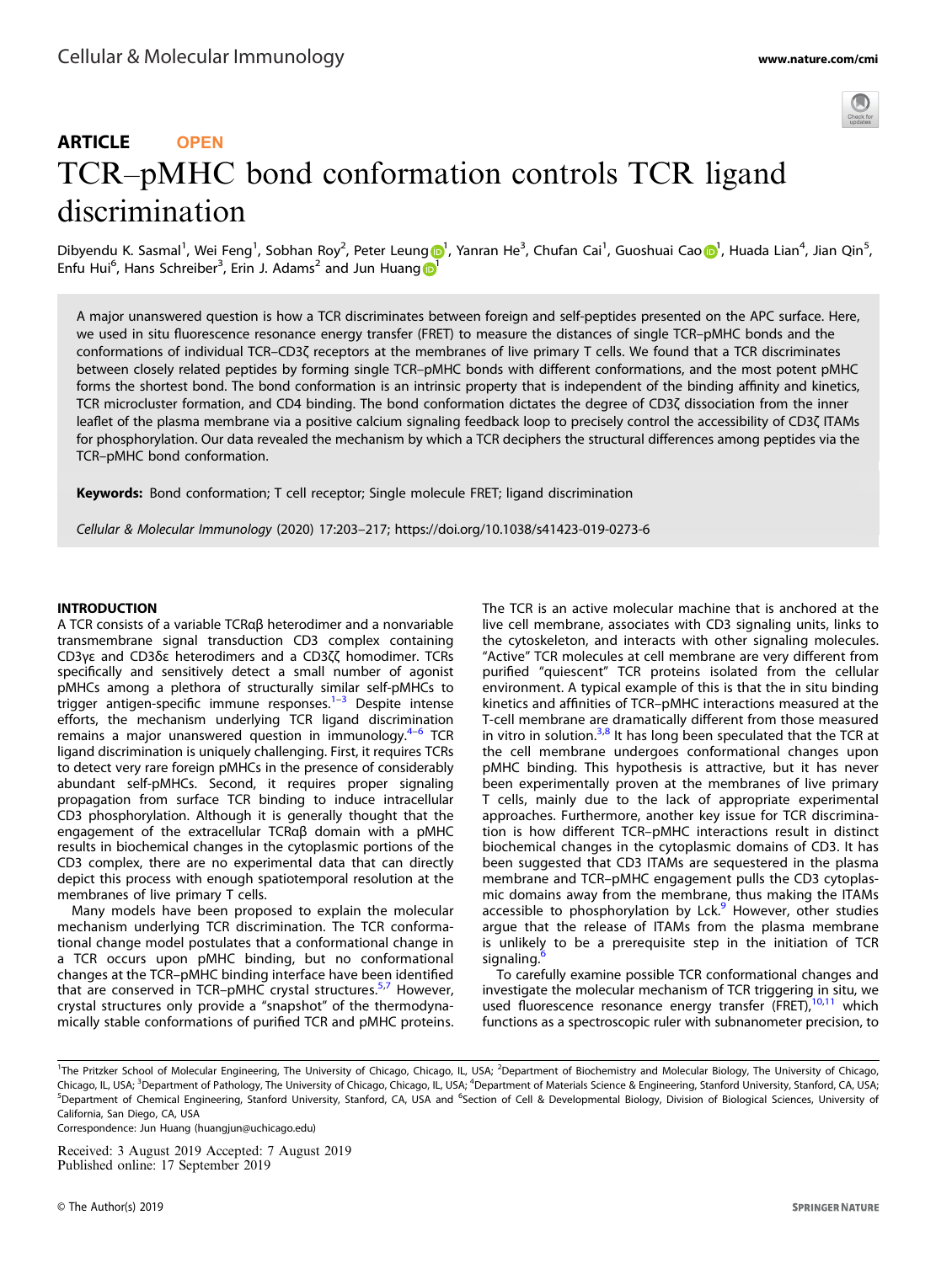ARTICLE OPEN

# TCR–pMHC bond conformation controls TCR ligand discrimination

Dibyendu K. Sasmal[1], Wei Feng[1], Sobhan Roy[2], Peter Leung[1], Yanran He[3], Chufan Cai[1], Guoshuai Cao[1], Huada Lian[4], Jian Qin[5], Enfu Hui[6], Hans Schreiber[3], Erin J. Adams[2] and Jun Huang[1]

A major unanswered question is how a TCR discriminates between foreign and self-peptides presented on the APC surface. Here, we used in situ fluorescence resonance energy transfer (FRET) to measure the distances of single TCR–pMHC bonds and the conformations of individual TCR–CD3ζ receptors at the membranes of live primary T cells. We found that a TCR discriminates between closely related peptides by forming single TCR–pMHC bonds with different conformations, and the most potent pMHC forms the shortest bond. The bond conformation is an intrinsic property that is independent of the binding affinity and kinetics, TCR microcluster formation, and CD4 binding. The bond conformation dictates the degree of CD3ζ dissociation from the inner leaflet of the plasma membrane via a positive calcium signaling feedback loop to precisely control the accessibility of CD3ζ ITAMs for phosphorylation. Our data revealed the mechanism by which a TCR deciphers the structural differences among peptides via the TCR–pMHC bond conformation.

**Keywords:** Bond conformation; T cell receptor; Single molecule FRET; ligand discrimination

*Cellular & Molecular Immunology* (2020) 17:203–217; https://doi.org/10.1038/s41423-019-0273-6

## INTRODUCTION

A TCR consists of a variable TCRαβ heterodimer and a nonvariable transmembrane signal transduction CD3 complex containing CD3γε and CD3δε heterodimers and a CD3ζζ homodimer. TCRs specifically and sensitively detect a small number of agonist pMHCs among a plethora of structurally similar self-pMHCs to trigger antigen-specific immune responses.[1–3] Despite intense efforts, the mechanism underlying TCR ligand discrimination remains a major unanswered question in immunology.[4–6] TCR ligand discrimination is uniquely challenging. First, it requires TCRs to detect very rare foreign pMHCs in the presence of considerably abundant self-pMHCs. Second, it requires proper signaling propagation from surface TCR binding to induce intracellular CD3 phosphorylation. Although it is generally thought that the engagement of the extracellular TCRαβ domain with a pMHC results in biochemical changes in the cytoplasmic portions of the CD3 complex, there are no experimental data that can directly depict this process with enough spatiotemporal resolution at the membranes of live primary T cells.

Many models have been proposed to explain the molecular mechanism underlying TCR discrimination. The TCR conformational change model postulates that a conformational change in a TCR occurs upon pMHC binding, but no conformational changes at the TCR–pMHC binding interface have been identified that are conserved in TCR–pMHC crystal structures.[5,7] However, crystal structures only provide a "snapshot" of the thermodynamically stable conformations of purified TCR and pMHC proteins. The TCR is an active molecular machine that is anchored at the live cell membrane, associates with CD3 signaling units, links to the cytoskeleton, and interacts with other signaling molecules. "Active" TCR molecules at cell membrane are very different from purified "quiescent" TCR proteins isolated from the cellular environment. A typical example of this is that the in situ binding kinetics and affinities of TCR–pMHC interactions measured at the T-cell membrane are dramatically different from those measured in vitro in solution.[3,8] It has long been speculated that the TCR at the cell membrane undergoes conformational changes upon pMHC binding. This hypothesis is attractive, but it has never been experimentally proven at the membranes of live primary T cells, mainly due to the lack of appropriate experimental approaches. Furthermore, another key issue for TCR discrimination is how different TCR–pMHC interactions result in distinct biochemical changes in the cytoplasmic domains of CD3. It has been suggested that CD3 ITAMs are sequestered in the plasma membrane and TCR–pMHC engagement pulls the CD3 cytoplasmic domains away from the membrane, thus making the ITAMs accessible to phosphorylation by Lck.[9] However, other studies argue that the release of ITAMs from the plasma membrane is unlikely to be a prerequisite step in the initiation of TCR signaling.[6]

To carefully examine possible TCR conformational changes and investigate the molecular mechanism of TCR triggering in situ, we used fluorescence resonance energy transfer (FRET),[10,11] which functions as a spectroscopic ruler with subnanometer precision, to

[1]The Pritzker School of Molecular Engineering, The University of Chicago, Chicago, IL, USA; [2]Department of Biochemistry and Molecular Biology, The University of Chicago, Chicago, IL, USA; [3]Department of Pathology, The University of Chicago, Chicago, IL, USA; [4]Department of Materials Science & Engineering, Stanford University, Stanford, CA, USA; [5]Department of Chemical Engineering, Stanford University, Stanford, CA, USA and [6]Section of Cell & Developmental Biology, Division of Biological Sciences, University of California, San Diego, CA, USA

Correspondence: Jun Huang (huangjun@uchicago.edu)

Received: 3 August 2019 Accepted: 7 August 2019
Published online: 17 September 2019

© The Author(s) 2019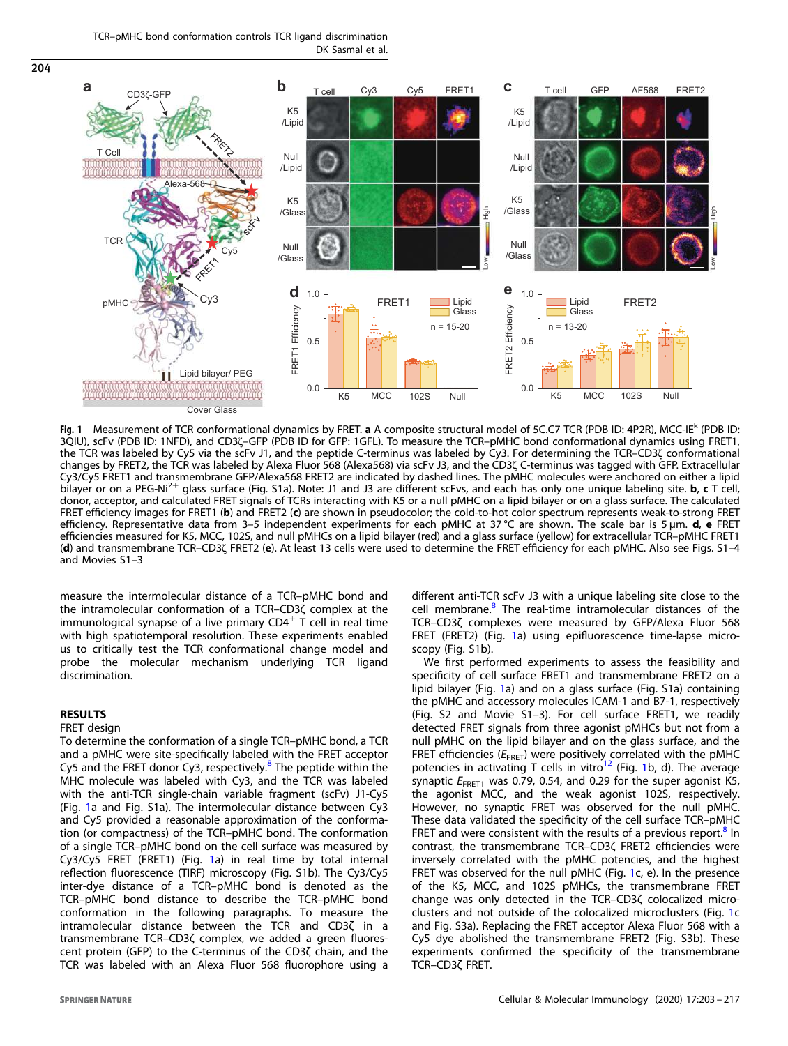Fig. 1 Measurement of TCR conformational dynamics by FRET. **a** A composite structural model of 5C.C7 TCR (PDB ID: 4P2R), MCC-IE[k] (PDB ID: 3QIU), scFv (PDB ID: 1NFD), and CD3ζ–GFP (PDB ID for GFP: 1GFL). To measure the TCR–pMHC bond conformational dynamics using FRET1, the TCR was labeled by Cy5 via the scFv J1, and the peptide C-terminus was labeled by Cy3. For determining the TCR–CD3ζ conformational changes by FRET2, the TCR was labeled by Alexa Fluor 568 (Alexa568) via scFv J3, and the CD3ζ C-terminus was tagged with GFP. Extracellular Cy3/Cy5 FRET1 and transmembrane GFP/Alexa568 FRET2 are indicated by dashed lines. The pMHC molecules were anchored on either a lipid bilayer or on a PEG-$Ni^{2+}$ glass surface (Fig. S1a). Note: J1 and J3 are different scFvs, and each has only one unique labeling site. **b**, **c** T cell, donor, acceptor, and calculated FRET signals of TCRs interacting with K5 or a null pMHC on a lipid bilayer or on a glass surface. The calculated FRET efficiency images for FRET1 (**b**) and FRET2 (**c**) are shown in pseudocolor; the cold-to-hot color spectrum represents weak-to-strong FRET efficiency. Representative data from 3–5 independent experiments for each pMHC at 37 °C are shown. The scale bar is 5 μm. **d**, **e** FRET efficiencies measured for K5, MCC, 102S, and null pMHCs on a lipid bilayer (red) and a glass surface (yellow) for extracellular TCR–pMHC FRET1 (**d**) and transmembrane TCR–CD3ζ FRET2 (**e**). At least 13 cells were used to determine the FRET efficiency for each pMHC. Also see Figs. S1–4 and Movies S1–3

measure the intermolecular distance of a TCR–pMHC bond and the intramolecular conformation of a TCR–CD3ζ complex at the immunological synapse of a live primary $CD4^+$ T cell in real time with high spatiotemporal resolution. These experiments enabled us to critically test the TCR conformational change model and probe the molecular mechanism underlying TCR ligand discrimination.

## RESULTS

### FRET design

To determine the conformation of a single TCR–pMHC bond, a TCR and a pMHC were site-specifically labeled with the FRET acceptor Cy5 and the FRET donor Cy3, respectively.[8] The peptide within the MHC molecule was labeled with Cy3, and the TCR was labeled with the anti-TCR single-chain variable fragment (scFv) J1-Cy5 (Fig. 1a and Fig. S1a). The intermolecular distance between Cy3 and Cy5 provided a reasonable approximation of the conformation (or compactness) of the TCR–pMHC bond. The conformation of a single TCR–pMHC bond on the cell surface was measured by Cy3/Cy5 FRET (FRET1) (Fig. 1a) in real time by total internal reflection fluorescence (TIRF) microscopy (Fig. S1b). The Cy3/Cy5 inter-dye distance of a TCR–pMHC bond is denoted as the TCR–pMHC bond distance to describe the TCR–pMHC bond conformation in the following paragraphs. To measure the intramolecular distance between the TCR and CD3ζ in a transmembrane TCR–CD3ζ complex, we added a green fluorescent protein (GFP) to the C-terminus of the CD3ζ chain, and the TCR was labeled with an Alexa Fluor 568 fluorophore using a different anti-TCR scFv J3 with a unique labeling site close to the cell membrane.[8] The intramolecular distances of the TCR–CD3ζ complexes were measured by GFP/Alexa Fluor 568 FRET (FRET2) (Fig. 1a) using epifluorescence time-lapse microscopy (Fig. S1b).

We first performed experiments to assess the feasibility and specificity of cell surface FRET1 and transmembrane FRET2 on a lipid bilayer (Fig. 1a) and on a glass surface (Fig. S1a) containing the pMHC and accessory molecules ICAM-1 and B7-1, respectively (Fig. S2 and Movie S1–3). For cell surface FRET1, we readily detected FRET signals from three agonist pMHCs but not from a null pMHC on the lipid bilayer and on the glass surface, and the FRET efficiencies ($E_{FRET}$) were positively correlated with the pMHC potencies in activating T cells in vitro[12] (Fig. 1b, d). The average synaptic $E_{FRET1}$ was 0.79, 0.54, and 0.29 for the super agonist K5, the agonist MCC, and the weak agonist 102S, respectively. However, no synaptic FRET was observed for the null pMHC. These data validated the specificity of the cell surface TCR–pMHC FRET and were consistent with the results of a previous report.[8] In contrast, the transmembrane TCR–CD3ζ FRET2 efficiencies were inversely correlated with the pMHC potencies, and the highest FRET was observed for the null pMHC (Fig. 1c, e). In the presence of the K5, MCC, and 102S pMHCs, the transmembrane FRET change was only detected in the TCR–CD3ζ colocalized microclusters and not outside of the colocalized microclusters (Fig. 1c and Fig. S3a). Replacing the FRET acceptor Alexa Fluor 568 with a Cy5 dye abolished the transmembrane FRET2 (Fig. S3b). These experiments confirmed the specificity of the transmembrane TCR–CD3ζ FRET.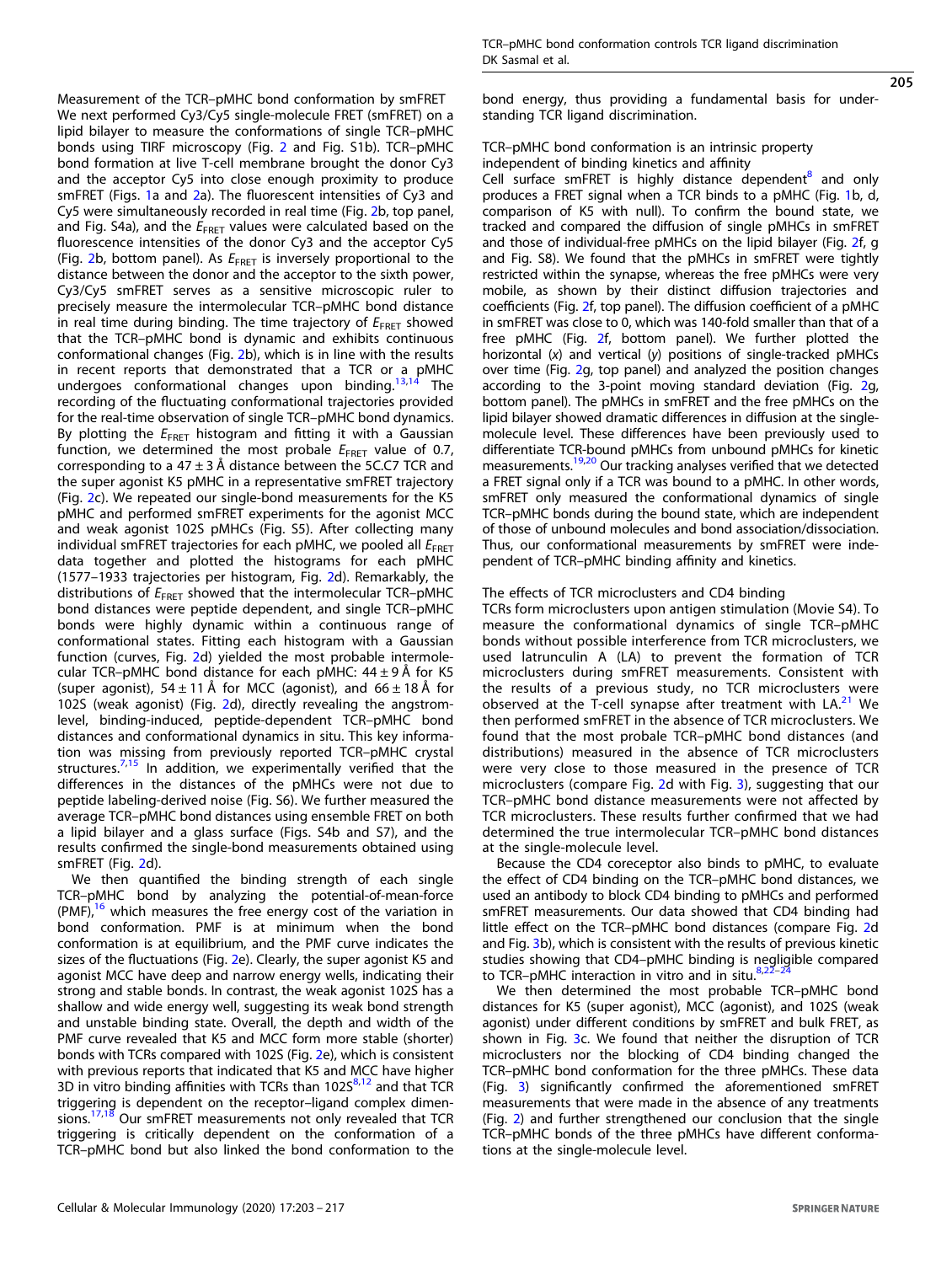### Measurement of the TCR–pMHC bond conformation by smFRET

We next performed Cy3/Cy5 single-molecule FRET (smFRET) on a lipid bilayer to measure the conformations of single TCR–pMHC bonds using TIRF microscopy (Fig. 2 and Fig. S1b). TCR–pMHC bond formation at live T-cell membrane brought the donor Cy3 and the acceptor Cy5 into close enough proximity to produce smFRET (Figs. 1a and 2a). The fluorescent intensities of Cy3 and Cy5 were simultaneously recorded in real time (Fig. 2b, top panel, and Fig. S4a), and the $E_{FRET}$ values were calculated based on the fluorescence intensities of the donor Cy3 and the acceptor Cy5 (Fig. 2b, bottom panel). As $E_{FRET}$ is inversely proportional to the distance between the donor and the acceptor to the sixth power, Cy3/Cy5 smFRET serves as a sensitive microscopic ruler to precisely measure the intermolecular TCR–pMHC bond distance in real time during binding. The time trajectory of $E_{FRET}$ showed that the TCR–pMHC bond is dynamic and exhibits continuous conformational changes (Fig. 2b), which is in line with the results in recent reports that demonstrated that a TCR or a pMHC undergoes conformational changes upon binding.[13,14] The recording of the fluctuating conformational trajectories provided for the real-time observation of single TCR–pMHC bond dynamics. By plotting the $E_{FRET}$ histogram and fitting it with a Gaussian function, we determined the most probable $E_{FRET}$ value of 0.7, corresponding to a 47 ± 3 Å distance between the 5C.C7 TCR and the super agonist K5 pMHC in a representative smFRET trajectory (Fig. 2c). We repeated our single-bond measurements for the K5 pMHC and performed smFRET experiments for the agonist MCC and weak agonist 102S pMHCs (Fig. S5). After collecting many individual smFRET trajectories for each pMHC, we pooled all $E_{FRET}$ data together and plotted the histograms for each pMHC (1577–1933 trajectories per histogram, Fig. 2d). Remarkably, the distributions of $E_{FRET}$ showed that the intermolecular TCR–pMHC bond distances were peptide dependent, and single TCR–pMHC bonds were highly dynamic within a continuous range of conformational states. Fitting each histogram with a Gaussian function (curves, Fig. 2d) yielded the most probable intermolecular TCR–pMHC bond distance for each pMHC: 44 ± 9 Å for K5 (super agonist), 54 ± 11 Å for MCC (agonist), and 66 ± 18 Å for 102S (weak agonist) (Fig. 2d), directly revealing the angstrom-level, binding-induced, peptide-dependent TCR–pMHC bond distances and conformational dynamics in situ. This key information was missing from previously reported TCR–pMHC crystal structures.[7,15] In addition, we experimentally verified that the differences in the distances of the pMHCs were not due to peptide labeling-derived noise (Fig. S6). We further measured the average TCR–pMHC bond distances using ensemble FRET on both a lipid bilayer and a glass surface (Figs. S4b and S7), and the results confirmed the single-bond measurements obtained using smFRET (Fig. 2d).

We then quantified the binding strength of each single TCR–pMHC bond by analyzing the potential-of-mean-force (PMF),[16] which measures the free energy cost of the variation in bond conformation. PMF is at minimum when the bond conformation is at equilibrium, and the PMF curve indicates the sizes of the fluctuations (Fig. 2e). Clearly, the super agonist K5 and agonist MCC have deep and narrow energy wells, indicating their strong and stable bonds. In contrast, the weak agonist 102S has a shallow and wide energy well, suggesting its weak bond strength and unstable binding state. Overall, the depth and width of the PMF curve revealed that K5 and MCC form more stable (shorter) bonds with TCRs compared with 102S (Fig. 2e), which is consistent with previous reports that indicated that K5 and MCC have higher 3D in vitro binding affinities with TCRs than 102S[8,12] and that TCR triggering is dependent on the receptor–ligand complex dimensions.[17,18] Our smFRET measurements not only revealed that TCR triggering is critically dependent on the conformation of a TCR–pMHC bond but also linked the bond conformation to the bond energy, thus providing a fundamental basis for understanding TCR ligand discrimination.

### TCR–pMHC bond conformation is an intrinsic property independent of binding kinetics and affinity

Cell surface smFRET is highly distance dependent[8] and only produces a FRET signal when a TCR binds to a pMHC (Fig. 1b, d, comparison of K5 with null). To confirm the bound state, we tracked and compared the diffusion of single pMHCs in smFRET and those of individual-free pMHCs on the lipid bilayer (Fig. 2f, g and Fig. S8). We found that the pMHCs in smFRET were tightly restricted within the synapse, whereas the free pMHCs were very mobile, as shown by their distinct diffusion trajectories and coefficients (Fig. 2f, top panel). The diffusion coefficient of a pMHC in smFRET was close to 0, which was 140-fold smaller than that of a free pMHC (Fig. 2f, bottom panel). We further plotted the horizontal (x) and vertical (y) positions of single-tracked pMHCs over time (Fig. 2g, top panel) and analyzed the position changes according to the 3-point moving standard deviation (Fig. 2g, bottom panel). The pMHCs in smFRET and the free pMHCs on the lipid bilayer showed dramatic differences in diffusion at the single-molecule level. These differences have been previously used to differentiate TCR-bound pMHCs from unbound pMHCs for kinetic measurements.[19,20] Our tracking analyses verified that we detected a FRET signal only if a TCR was bound to a pMHC. In other words, smFRET only measured the conformational dynamics of single TCR–pMHC bonds during the bound state, which are independent of those of unbound molecules and bond association/dissociation. Thus, our conformational measurements by smFRET were independent of TCR–pMHC binding affinity and kinetics.

### The effects of TCR microclusters and CD4 binding

TCRs form microclusters upon antigen stimulation (Movie S4). To measure the conformational dynamics of single TCR–pMHC bonds without possible interference from TCR microclusters, we used latrunculin A (LA) to prevent the formation of TCR microclusters during smFRET measurements. Consistent with the results of a previous study, no TCR microclusters were observed at the T-cell synapse after treatment with LA.[21] We then performed smFRET in the absence of TCR microclusters. We found that the most probable TCR–pMHC bond distances (and distributions) measured in the absence of TCR microclusters were very close to those measured in the presence of TCR microclusters (compare Fig. 2d with Fig. 3), suggesting that our TCR–pMHC bond distance measurements were not affected by TCR microclusters. These results further confirmed that we had determined the true intermolecular TCR–pMHC bond distances at the single-molecule level.

Because the CD4 coreceptor also binds to pMHC, to evaluate the effect of CD4 binding on the TCR–pMHC bond distances, we used an antibody to block CD4 binding to pMHCs and performed smFRET measurements. Our data showed that CD4 binding had little effect on the TCR–pMHC bond distances (compare Fig. 2d and Fig. 3b), which is consistent with the results of previous kinetic studies showing that CD4–pMHC binding is negligible compared to TCR–pMHC interaction in vitro and in situ.[8,22–24]

We then determined the most probable TCR–pMHC bond distances for K5 (super agonist), MCC (agonist), and 102S (weak agonist) under different conditions by smFRET and bulk FRET, as shown in Fig. 3c. We found that neither the disruption of TCR microclusters nor the blocking of CD4 binding changed the TCR–pMHC bond conformation for the three pMHCs. These data (Fig. 3) significantly confirmed the aforementioned smFRET measurements that were made in the absence of any treatments (Fig. 2) and further strengthened our conclusion that the single TCR–pMHC bonds of the three pMHCs have different conformations at the single-molecule level.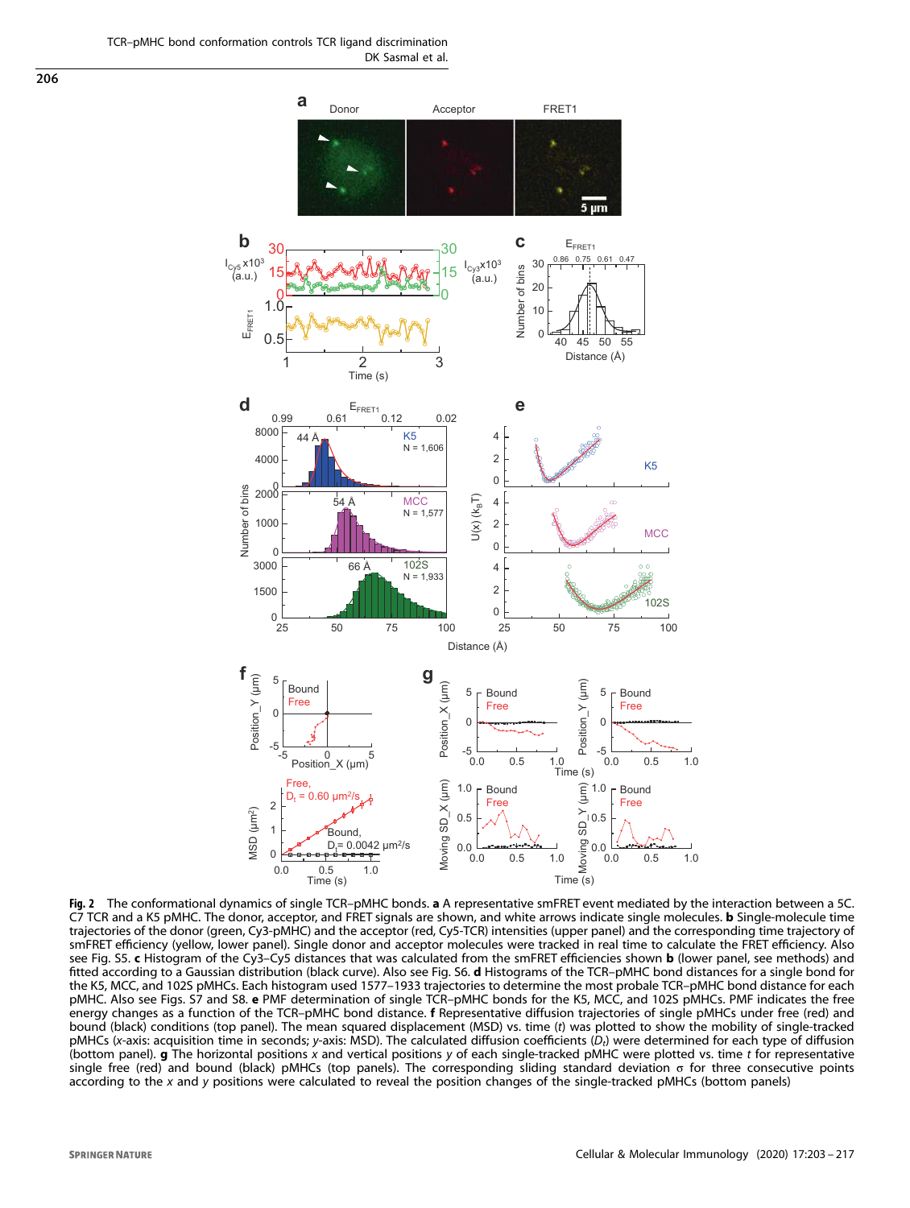**Fig. 2** The conformational dynamics of single TCR–pMHC bonds. **a** A representative smFRET event mediated by the interaction between a 5C.C7 TCR and a K5 pMHC. The donor, acceptor, and FRET signals are shown, and white arrows indicate single molecules. **b** Single-molecule time trajectories of the donor (green, Cy3-pMHC) and the acceptor (red, Cy5-TCR) intensities (upper panel) and the corresponding time trajectory of smFRET efficiency (yellow, lower panel). Single donor and acceptor molecules were tracked in real time to calculate the FRET efficiency. Also see Fig. S5. **c** Histogram of the Cy3–Cy5 distances that was calculated from the smFRET efficiencies shown **b** (lower panel, see methods) and fitted according to a Gaussian distribution (black curve). Also see Fig. S6. **d** Histograms of the TCR–pMHC bond distances for a single bond for the K5, MCC, and 102S pMHCs. Each histogram used 1577–1933 trajectories to determine the most probale TCR–pMHC bond distance for each pMHC. Also see Figs. S7 and S8. **e** PMF determination of single TCR–pMHC bonds for the K5, MCC, and 102S pMHCs. PMF indicates the free energy changes as a function of the TCR–pMHC bond distance. **f** Representative diffusion trajectories of single pMHCs under free (red) and bound (black) conditions (top panel). The mean squared displacement (MSD) vs. time ($t$) was plotted to show the mobility of single-tracked pMHCs (*x*-axis: acquisition time in seconds; *y*-axis: MSD). The calculated diffusion coefficients ($D_t$) were determined for each type of diffusion (bottom panel). **g** The horizontal positions $x$ and vertical positions $y$ of each single-tracked pMHC were plotted vs. time $t$ for representative single free (red) and bound (black) pMHCs (top panels). The corresponding sliding standard deviation $\sigma$ for three consecutive points according to the $x$ and $y$ positions were calculated to reveal the position changes of the single-tracked pMHCs (bottom panels)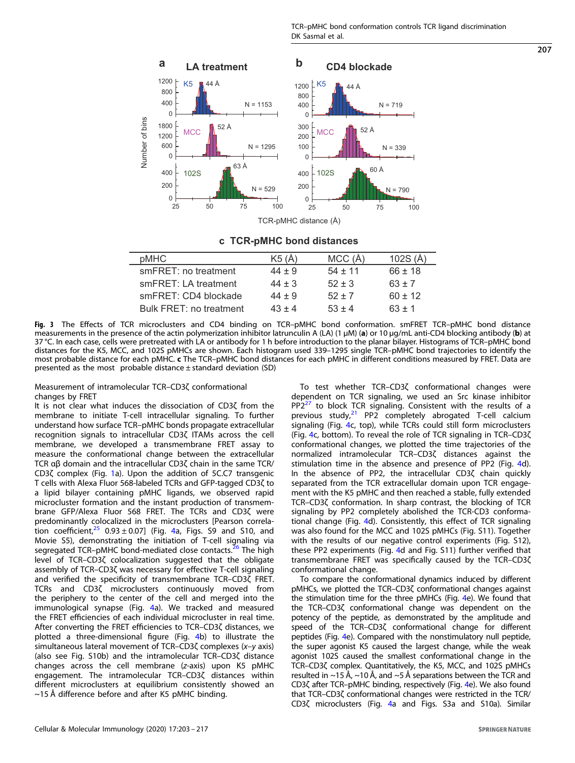**c TCR-pMHC bond distances**

| pMHC | K5 (Å) | MCC (Å) | 102S (Å) |
|---|---|---|---|
| smFRET: no treatment | 44 ± 9 | 54 ± 11 | 66 ± 18 |
| smFRET: LA treatment | 44 ± 3 | 52 ± 3 | 63 ± 7 |
| smFRET: CD4 blockade | 44 ± 9 | 52 ± 7 | 60 ± 12 |
| Bulk FRET: no treatment | 43 ± 4 | 53 ± 4 | 63 ± 1 |

**Fig. 3** The Effects of TCR microclusters and CD4 binding on TCR–pMHC bond conformation. smFRET TCR–pMHC bond distance measurements in the presence of the actin polymerization inhibitor latrunculin A (LA) (1 μM) (**a**) or 10 μg/mL anti-CD4 blocking antibody (**b**) at 37 °C. In each case, cells were pretreated with LA or antibody for 1 h before introduction to the planar bilayer. Histograms of TCR–pMHC bond distances for the K5, MCC, and 102S pMHCs are shown. Each histogram used 339–1295 single TCR–pMHC bond trajectories to identify the most probable distance for each pMHC. **c** The TCR–pMHC bond distances for each pMHC in different conditions measured by FRET. Data are presented as the most probable distance ± standard deviation (SD)

Measurement of intramolecular TCR–CD3ζ conformational changes by FRET

It is not clear what induces the dissociation of CD3ζ from the membrane to initiate T-cell intracellular signaling. To further understand how surface TCR–pMHC bonds propagate extracellular recognition signals to intracellular CD3ζ ITAMs across the cell membrane, we developed a transmembrane FRET assay to measure the conformational change between the extracellular TCR αβ domain and the intracellular CD3ζ chain in the same TCR/CD3ζ complex (Fig. 1a). Upon the addition of 5C.C7 transgenic T cells with Alexa Fluor 568-labeled TCRs and GFP-tagged CD3ζ to a lipid bilayer containing pMHC ligands, we observed rapid microcluster formation and the instant production of transmembrane GFP/Alexa Fluor 568 FRET. The TCRs and CD3ζ were predominantly colocalized in the microclusters [Pearson correlation coefficient,[25] 0.93 ± 0.07] (Fig. 4a, Figs. S9 and S10, and Movie S5), demonstrating the initiation of T-cell signaling via segregated TCR–pMHC bond-mediated close contacts.[26] The high level of TCR–CD3ζ colocalization suggested that the obligate assembly of TCR–CD3ζ was necessary for effective T-cell signaling and verified the specificity of transmembrane TCR–CD3ζ FRET. TCRs and CD3ζ microclusters continuously moved from the periphery to the center of the cell and merged into the immunological synapse (Fig. 4a). We tracked and measured the FRET efficiencies of each individual microcluster in real time. After converting the FRET efficiencies to TCR–CD3ζ distances, we plotted a three-dimensional figure (Fig. 4b) to illustrate the simultaneous lateral movement of TCR–CD3ζ complexes (*x*–*y* axis) (also see Fig. S10b) and the intramolecular TCR–CD3ζ distance changes across the cell membrane (*z*-axis) upon K5 pMHC engagement. The intramolecular TCR–CD3ζ distances within different microclusters at equilibrium consistently showed an ~15 Å difference before and after K5 pMHC binding.

To test whether TCR–CD3ζ conformational changes were dependent on TCR signaling, we used an Src kinase inhibitor PP2[27] to block TCR signaling. Consistent with the results of a previous study,[21] PP2 completely abrogated T-cell calcium signaling (Fig. 4c, top), while TCRs could still form microclusters (Fig. 4c, bottom). To reveal the role of TCR signaling in TCR–CD3ζ conformational changes, we plotted the time trajectories of the normalized intramolecular TCR–CD3ζ distances against the stimulation time in the absence and presence of PP2 (Fig. 4d). In the absence of PP2, the intracellular CD3ζ chain quickly separated from the TCR extracellular domain upon TCR engagement with the K5 pMHC and then reached a stable, fully extended TCR–CD3ζ conformation. In sharp contrast, the blocking of TCR signaling by PP2 completely abolished the TCR-CD3 conformational change (Fig. 4d). Consistently, this effect of TCR signaling was also found for the MCC and 102S pMHCs (Fig. S11). Together with the results of our negative control experiments (Fig. S12), these PP2 experiments (Fig. 4d and Fig. S11) further verified that transmembrane FRET was specifically caused by the TCR–CD3ζ conformational change.

To compare the conformational dynamics induced by different pMHCs, we plotted the TCR–CD3ζ conformational changes against the stimulation time for the three pMHCs (Fig. 4e). We found that the TCR–CD3ζ conformational change was dependent on the potency of the peptide, as demonstrated by the amplitude and speed of the TCR–CD3ζ conformational change for different peptides (Fig. 4e). Compared with the nonstimulatory null peptide, the super agonist K5 caused the largest change, while the weak agonist 102S caused the smallest conformational change in the TCR–CD3ζ complex. Quantitatively, the K5, MCC, and 102S pMHCs resulted in ~15 Å, ~10 Å, and ~5 Å separations between the TCR and CD3ζ after TCR–pMHC binding, respectively (Fig. 4e). We also found that TCR–CD3ζ conformational changes were restricted in the TCR/CD3ζ microclusters (Fig. 4a and Figs. S3a and S10a). Similar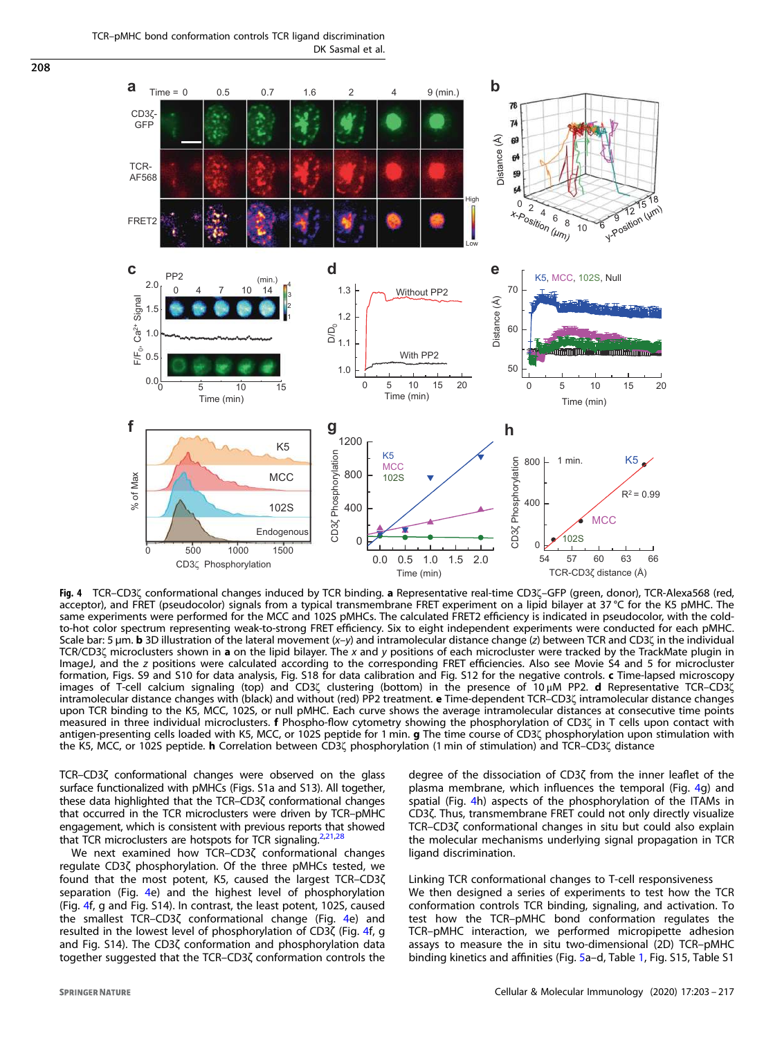**Fig. 4** TCR–CD3ζ conformational changes induced by TCR binding. **a** Representative real-time CD3ζ–GFP (green, donor), TCR-Alexa568 (red, acceptor), and FRET (pseudocolor) signals from a typical transmembrane FRET experiment on a lipid bilayer at 37 °C for the K5 pMHC. The same experiments were performed for the MCC and 102S pMHCs. The calculated FRET2 efficiency is indicated in pseudocolor, with the cold-to-hot color spectrum representing weak-to-strong FRET efficiency. Six to eight independent experiments were conducted for each pMHC. Scale bar: 5 μm. **b** 3D illustration of the lateral movement (*x*–*y*) and intramolecular distance change (*z*) between TCR and CD3ζ in the individual TCR/CD3ζ microclusters shown in **a** on the lipid bilayer. The *x* and *y* positions of each microcluster were tracked by the TrackMate plugin in ImageJ, and the *z* positions were calculated according to the corresponding FRET efficiencies. Also see Movie S4 and 5 for microcluster formation, Figs. S9 and S10 for data analysis, Fig. S18 for data calibration and Fig. S12 for the negative controls. **c** Time-lapsed microscopy images of T-cell calcium signaling (top) and CD3ζ clustering (bottom) in the presence of 10 μM PP2. **d** Representative TCR–CD3ζ intramolecular distance changes with (black) and without (red) PP2 treatment. **e** Time-dependent TCR–CD3ζ intramolecular distance changes upon TCR binding to the K5, MCC, 102S, or null pMHC. Each curve shows the average intramolecular distances at consecutive time points measured in three individual microclusters. **f** Phospho-flow cytometry showing the phosphorylation of CD3ζ in T cells upon contact with antigen-presenting cells loaded with K5, MCC, or 102S peptide for 1 min. **g** The time course of CD3ζ phosphorylation upon stimulation with the K5, MCC, or 102S peptide. **h** Correlation between CD3ζ phosphorylation (1 min of stimulation) and TCR–CD3ζ distance

TCR–CD3ζ conformational changes were observed on the glass surface functionalized with pMHCs (Figs. S1a and S13). All together, these data highlighted that the TCR–CD3ζ conformational changes that occurred in the TCR microclusters were driven by TCR–pMHC engagement, which is consistent with previous reports that showed that TCR microclusters are hotspots for TCR signaling.[2,21,28]

We next examined how TCR–CD3ζ conformational changes regulate CD3ζ phosphorylation. Of the three pMHCs tested, we found that the most potent, K5, caused the largest TCR–CD3ζ separation (Fig. 4e) and the highest level of phosphorylation (Fig. 4f, g and Fig. S14). In contrast, the least potent, 102S, caused the smallest TCR–CD3ζ conformational change (Fig. 4e) and resulted in the lowest level of phosphorylation of CD3ζ (Fig. 4f, g and Fig. S14). The CD3ζ conformation and phosphorylation data together suggested that the TCR–CD3ζ conformation controls the degree of the dissociation of CD3ζ from the inner leaflet of the plasma membrane, which influences the temporal (Fig. 4g) and spatial (Fig. 4h) aspects of the phosphorylation of the ITAMs in CD3ζ. Thus, transmembrane FRET could not only directly visualize TCR–CD3ζ conformational changes in situ but could also explain the molecular mechanisms underlying signal propagation in TCR ligand discrimination.

## Linking TCR conformational changes to T-cell responsiveness

We then designed a series of experiments to test how the TCR conformation controls TCR binding, signaling, and activation. To test how the TCR–pMHC bond conformation regulates the TCR–pMHC interaction, we performed micropipette adhesion assays to measure the in situ two-dimensional (2D) TCR–pMHC binding kinetics and affinities (Fig. 5a–d, Table 1, Fig. S15, Table S1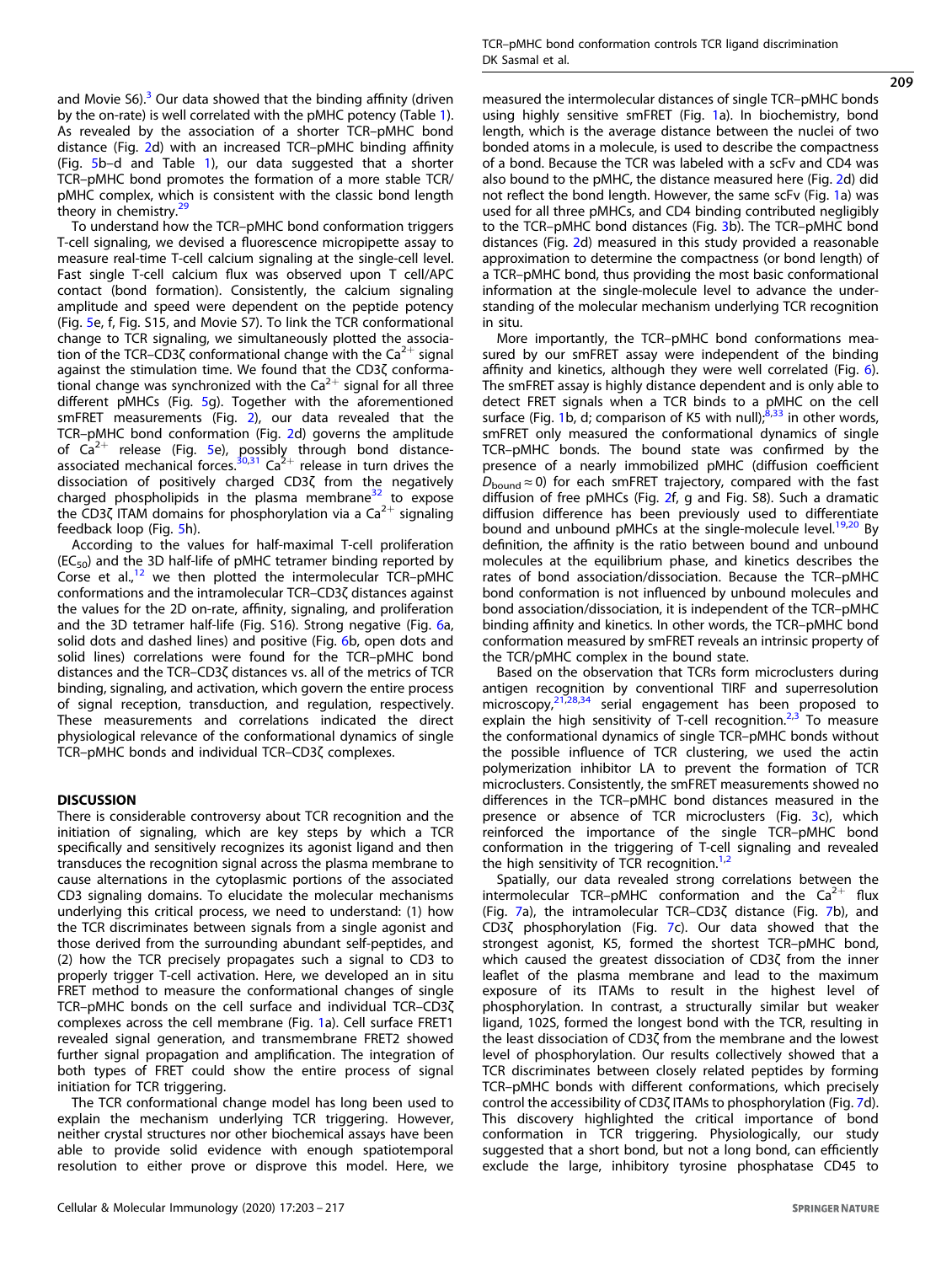and Movie S6).[3] Our data showed that the binding affinity (driven by the on-rate) is well correlated with the pMHC potency (Table 1). As revealed by the association of a shorter TCR–pMHC bond distance (Fig. 2d) with an increased TCR–pMHC binding affinity (Fig. 5b–d and Table 1), our data suggested that a shorter TCR–pMHC bond promotes the formation of a more stable TCR/pMHC complex, which is consistent with the classic bond length theory in chemistry.[29]

To understand how the TCR–pMHC bond conformation triggers T-cell signaling, we devised a fluorescence micropipette assay to measure real-time T-cell calcium signaling at the single-cell level. Fast single T-cell calcium flux was observed upon T cell/APC contact (bond formation). Consistently, the calcium signaling amplitude and speed were dependent on the peptide potency (Fig. 5e, f, Fig. S15, and Movie S7). To link the TCR conformational change to TCR signaling, we simultaneously plotted the association of the TCR–CD3ζ conformational change with the $Ca^{2+}$ signal against the stimulation time. We found that the CD3ζ conformational change was synchronized with the $Ca^{2+}$ signal for all three different pMHCs (Fig. 5g). Together with the aforementioned smFRET measurements (Fig. 2), our data revealed that the TCR–pMHC bond conformation (Fig. 2d) governs the amplitude of $Ca^{2+}$ release (Fig. 5e), possibly through bond distance-associated mechanical forces.[30,31] $Ca^{2+}$ release in turn drives the dissociation of positively charged CD3ζ from the negatively charged phospholipids in the plasma membrane[32] to expose the CD3ζ ITAM domains for phosphorylation via a $Ca^{2+}$ signaling feedback loop (Fig. 5h).

According to the values for half-maximal T-cell proliferation ($EC_{50}$) and the 3D half-life of pMHC tetramer binding reported by Corse et al.,[12] we then plotted the intermolecular TCR–pMHC conformations and the intramolecular TCR–CD3ζ distances against the values for the 2D on-rate, affinity, signaling, and proliferation and the 3D tetramer half-life (Fig. S16). Strong negative (Fig. 6a, solid dots and dashed lines) and positive (Fig. 6b, open dots and solid lines) correlations were found for the TCR–pMHC bond distances and the TCR–CD3ζ distances vs. all of the metrics of TCR binding, signaling, and activation, which govern the entire process of signal reception, transduction, and regulation, respectively. These measurements and correlations indicated the direct physiological relevance of the conformational dynamics of single TCR–pMHC bonds and individual TCR–CD3ζ complexes.

## DISCUSSION

There is considerable controversy about TCR recognition and the initiation of signaling, which are key steps by which a TCR specifically and sensitively recognizes its agonist ligand and then transduces the recognition signal across the plasma membrane to cause alternations in the cytoplasmic portions of the associated CD3 signaling domains. To elucidate the molecular mechanisms underlying this critical process, we need to understand: (1) how the TCR discriminates between signals from a single agonist and those derived from the surrounding abundant self-peptides, and (2) how the TCR precisely propagates such a signal to CD3 to properly trigger T-cell activation. Here, we developed an in situ FRET method to measure the conformational changes of single TCR–pMHC bonds on the cell surface and individual TCR–CD3ζ complexes across the cell membrane (Fig. 1a). Cell surface FRET1 revealed signal generation, and transmembrane FRET2 showed further signal propagation and amplification. The integration of both types of FRET could show the entire process of signal initiation for TCR triggering.

The TCR conformational change model has long been used to explain the mechanism underlying TCR triggering. However, neither crystal structures nor other biochemical assays have been able to provide solid evidence with enough spatiotemporal resolution to either prove or disprove this model. Here, we measured the intermolecular distances of single TCR–pMHC bonds using highly sensitive smFRET (Fig. 1a). In biochemistry, bond length, which is the average distance between the nuclei of two bonded atoms in a molecule, is used to describe the compactness of a bond. Because the TCR was labeled with a scFv and CD4 was also bound to the pMHC, the distance measured here (Fig. 2d) did not reflect the bond length. However, the same scFv (Fig. 1a) was used for all three pMHCs, and CD4 binding contributed negligibly to the TCR–pMHC bond distances (Fig. 3b). The TCR–pMHC bond distances (Fig. 2d) measured in this study provided a reasonable approximation to determine the compactness (or bond length) of a TCR–pMHC bond, thus providing the most basic conformational information at the single-molecule level to advance the understanding of the molecular mechanism underlying TCR recognition in situ.

More importantly, the TCR–pMHC bond conformations measured by our smFRET assay were independent of the binding affinity and kinetics, although they were well correlated (Fig. 6). The smFRET assay is highly distance dependent and is only able to detect FRET signals when a TCR binds to a pMHC on the cell surface (Fig. 1b, d; comparison of K5 with null);[8,33] in other words, smFRET only measured the conformational dynamics of single TCR–pMHC bonds. The bound state was confirmed by the presence of a nearly immobilized pMHC (diffusion coefficient $D_{bound} \approx 0$) for each smFRET trajectory, compared with the fast diffusion of free pMHCs (Fig. 2f, g and Fig. S8). Such a dramatic diffusion difference has been previously used to differentiate bound and unbound pMHCs at the single-molecule level.[19,20] By definition, the affinity is the ratio between bound and unbound molecules at the equilibrium phase, and kinetics describes the rates of bond association/dissociation. Because the TCR–pMHC bond conformation is not influenced by unbound molecules and bond association/dissociation, it is independent of the TCR–pMHC binding affinity and kinetics. In other words, the TCR–pMHC bond conformation measured by smFRET reveals an intrinsic property of the TCR/pMHC complex in the bound state.

Based on the observation that TCRs form microclusters during antigen recognition by conventional TIRF and superresolution microscopy,[21,28,34] serial engagement has been proposed to explain the high sensitivity of T-cell recognition.[2,3] To measure the conformational dynamics of single TCR–pMHC bonds without the possible influence of TCR clustering, we used the actin polymerization inhibitor LA to prevent the formation of TCR microclusters. Consistently, the smFRET measurements showed no differences in the TCR–pMHC bond distances measured in the presence or absence of TCR microclusters (Fig. 3c), which reinforced the importance of the single TCR–pMHC bond conformation in the triggering of T-cell signaling and revealed the high sensitivity of TCR recognition.[1,2]

Spatially, our data revealed strong correlations between the intermolecular TCR–pMHC conformation and the $Ca^{2+}$ flux (Fig. 7a), the intramolecular TCR–CD3ζ distance (Fig. 7b), and CD3ζ phosphorylation (Fig. 7c). Our data showed that the strongest agonist, K5, formed the shortest TCR–pMHC bond, which caused the greatest dissociation of CD3ζ from the inner leaflet of the plasma membrane and lead to the maximum exposure of its ITAMs to result in the highest level of phosphorylation. In contrast, a structurally similar but weaker ligand, 102S, formed the longest bond with the TCR, resulting in the least dissociation of CD3ζ from the membrane and the lowest level of phosphorylation. Our results collectively showed that a TCR discriminates between closely related peptides by forming TCR–pMHC bonds with different conformations, which precisely control the accessibility of CD3ζ ITAMs to phosphorylation (Fig. 7d). This discovery highlighted the critical importance of bond conformation in TCR triggering. Physiologically, our study suggested that a short bond, but not a long bond, can efficiently exclude the large, inhibitory tyrosine phosphatase CD45 to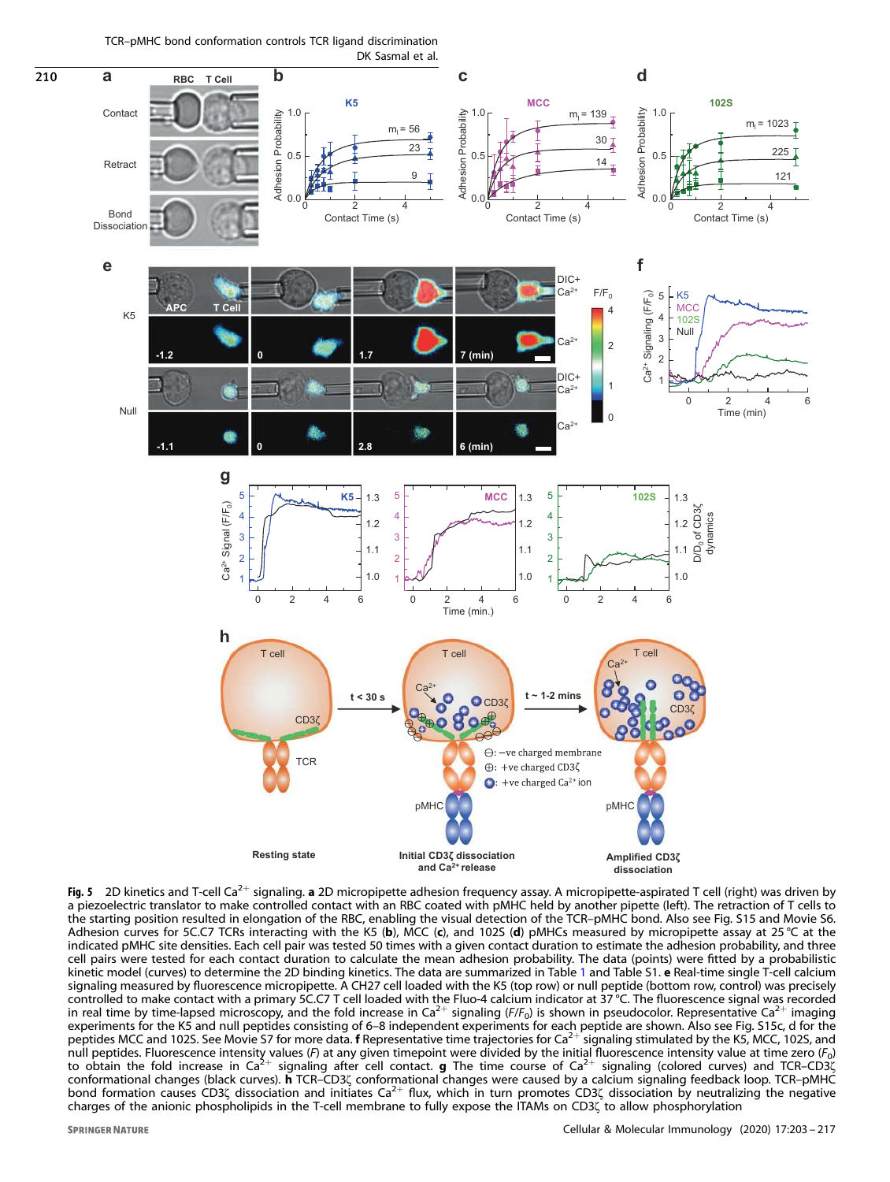**Fig. 5** 2D kinetics and T-cell $Ca^{2+}$ signaling. **a** 2D micropipette adhesion frequency assay. A micropipette-aspirated T cell (right) was driven by a piezoelectric translator to make controlled contact with an RBC coated with pMHC held by another pipette (left). The retraction of T cells to the starting position resulted in elongation of the RBC, enabling the visual detection of the TCR–pMHC bond. Also see Fig. S15 and Movie S6. Adhesion curves for 5C.C7 TCRs interacting with the K5 (**b**), MCC (**c**), and 102S (**d**) pMHCs measured by micropipette assay at 25 °C at the indicated pMHC site densities. Each cell pair was tested 50 times with a given contact duration to estimate the adhesion probability, and three cell pairs were tested for each contact duration to calculate the mean adhesion probability. The data (points) were fitted by a probabilistic kinetic model (curves) to determine the 2D binding kinetics. The data are summarized in Table 1 and Table S1. **e** Real-time single T-cell calcium signaling measured by fluorescence micropipette. A CH27 cell loaded with the K5 (top row) or null peptide (bottom row, control) was precisely controlled to make contact with a primary 5C.C7 T cell loaded with the Fluo-4 calcium indicator at 37 °C. The fluorescence signal was recorded in real time by time-lapsed microscopy, and the fold increase in $Ca^{2+}$ signaling ($F/F_0$) is shown in pseudocolor. Representative $Ca^{2+}$ imaging experiments for the K5 and null peptides consisting of 6–8 independent experiments for each peptide are shown. Also see Fig. S15c, d for the peptides MCC and 102S. See Movie S7 for more data. **f** Representative time trajectories for $Ca^{2+}$ signaling stimulated by the K5, MCC, 102S, and null peptides. Fluorescence intensity values ($F$) at any given timepoint were divided by the initial fluorescence intensity value at time zero ($F_0$) to obtain the fold increase in $Ca^{2+}$ signaling after cell contact. **g** The time course of $Ca^{2+}$ signaling (colored curves) and TCR–CD3ζ conformational changes (black curves). **h** TCR–CD3ζ conformational changes were caused by a calcium signaling feedback loop. TCR–pMHC bond formation causes CD3ζ dissociation and initiates $Ca^{2+}$ flux, which in turn promotes CD3ζ dissociation by neutralizing the negative charges of the anionic phospholipids in the T-cell membrane to fully expose the ITAMs on CD3ζ to allow phosphorylation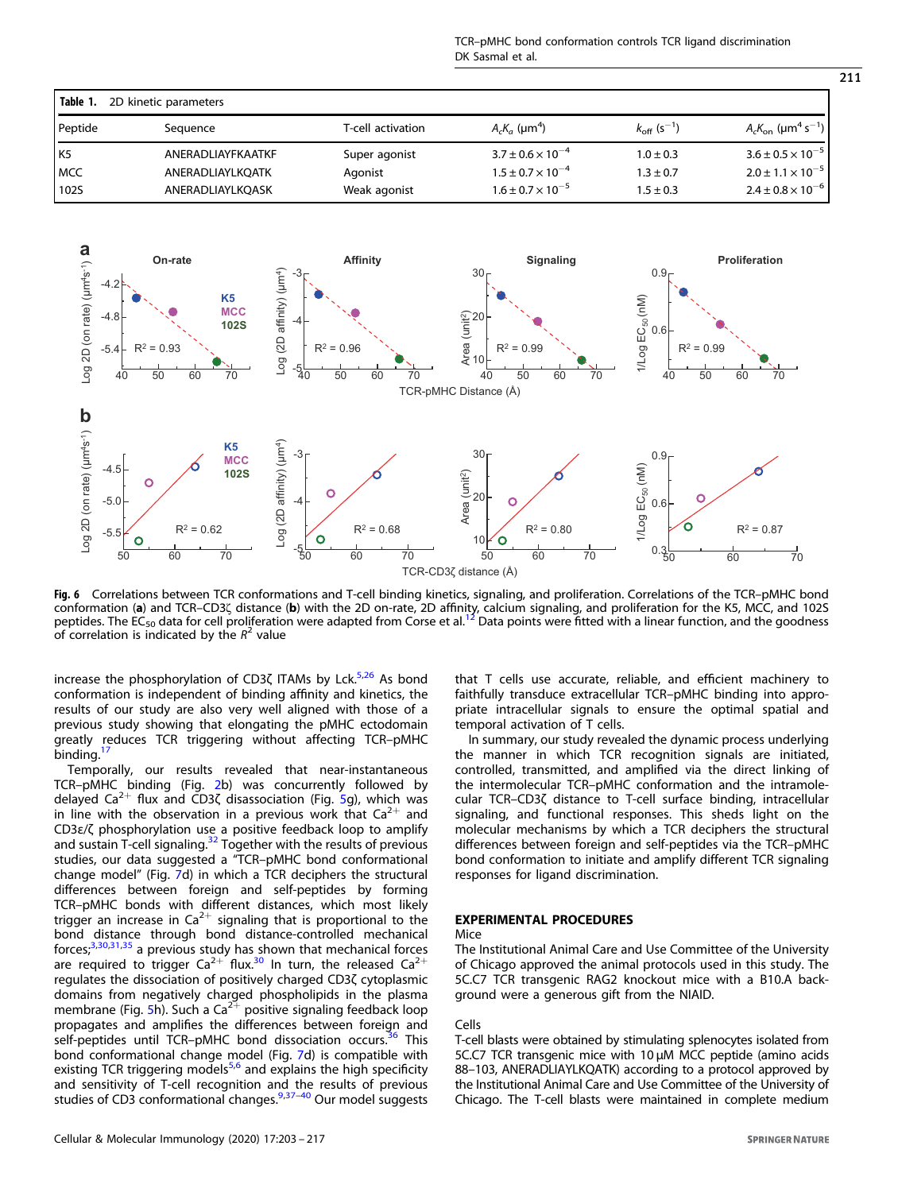Table 1. 2D kinetic parameters

| Peptide | Sequence | T-cell activation | $A_cK_a$ (μm$^4$) | $k_{off}$ (s$^{-1}$) | $A_cK_{on}$ (μm$^4$ s$^{-1}$) |
|---|---|---|---|---|---|
| K5 | ANERADLIAYFKAATKF | Super agonist | $3.7 \pm 0.6 \times 10^{-4}$ | $1.0 \pm 0.3$ | $3.6 \pm 0.5 \times 10^{-5}$ |
| MCC | ANERADLIAYLKQATK | Agonist | $1.5 \pm 0.7 \times 10^{-4}$ | $1.3 \pm 0.7$ | $2.0 \pm 1.1 \times 10^{-5}$ |
| 102S | ANERADLIAYLKQASK | Weak agonist | $1.6 \pm 0.7 \times 10^{-5}$ | $1.5 \pm 0.3$ | $2.4 \pm 0.8 \times 10^{-6}$ |

**Fig. 6** Correlations between TCR conformations and T-cell binding kinetics, signaling, and proliferation. Correlations of the TCR–pMHC bond conformation (**a**) and TCR–CD3ζ distance (**b**) with the 2D on-rate, 2D affinity, calcium signaling, and proliferation for the K5, MCC, and 102S peptides. The $EC_{50}$ data for cell proliferation were adapted from Corse et al.[12] Data points were fitted with a linear function, and the goodness of correlation is indicated by the $R^2$ value

increase the phosphorylation of CD3ζ ITAMs by Lck.[5,26] As bond conformation is independent of binding affinity and kinetics, the results of our study are also very well aligned with those of a previous study showing that elongating the pMHC ectodomain greatly reduces TCR triggering without affecting TCR–pMHC binding.[17]

Temporally, our results revealed that near-instantaneous TCR–pMHC binding (Fig. 2b) was concurrently followed by delayed $Ca^{2+}$ flux and CD3ζ disassociation (Fig. 5g), which was in line with the observation in a previous work that $Ca^{2+}$ and CD3ε/ζ phosphorylation use a positive feedback loop to amplify and sustain T-cell signaling.[32] Together with the results of previous studies, our data suggested a "TCR–pMHC bond conformational change model" (Fig. 7d) in which a TCR deciphers the structural differences between foreign and self-peptides by forming TCR–pMHC bonds with different distances, which most likely trigger an increase in $Ca^{2+}$ signaling that is proportional to the bond distance through bond distance-controlled mechanical forces;[3,30,31,35] a previous study has shown that mechanical forces are required to trigger $Ca^{2+}$ flux.[30] In turn, the released $Ca^{2+}$ regulates the dissociation of positively charged CD3ζ cytoplasmic domains from negatively charged phospholipids in the plasma membrane (Fig. 5h). Such a $Ca^{2+}$ positive signaling feedback loop propagates and amplifies the differences between foreign and self-peptides until TCR–pMHC bond dissociation occurs.[36] This bond conformational change model (Fig. 7d) is compatible with existing TCR triggering models[5,6] and explains the high specificity and sensitivity of T-cell recognition and the results of previous studies of CD3 conformational changes.[9,37–40] Our model suggests that T cells use accurate, reliable, and efficient machinery to faithfully transduce extracellular TCR–pMHC binding into appropriate intracellular signals to ensure the optimal spatial and temporal activation of T cells.

In summary, our study revealed the dynamic process underlying the manner in which TCR recognition signals are initiated, controlled, transmitted, and amplified via the direct linking of the intermolecular TCR–pMHC conformation and the intramolecular TCR–CD3ζ distance to T-cell surface binding, intracellular signaling, and functional responses. This sheds light on the molecular mechanisms by which a TCR deciphers the structural differences between foreign and self-peptides via the TCR–pMHC bond conformation to initiate and amplify different TCR signaling responses for ligand discrimination.

## EXPERIMENTAL PROCEDURES

### Mice

The Institutional Animal Care and Use Committee of the University of Chicago approved the animal protocols used in this study. The 5C.C7 TCR transgenic RAG2 knockout mice with a B10.A background were a generous gift from the NIAID.

### Cells

T-cell blasts were obtained by stimulating splenocytes isolated from 5C.C7 TCR transgenic mice with 10 μM MCC peptide (amino acids 88–103, ANERADLIAYLKQATK) according to a protocol approved by the Institutional Animal Care and Use Committee of the University of Chicago. The T-cell blasts were maintained in complete medium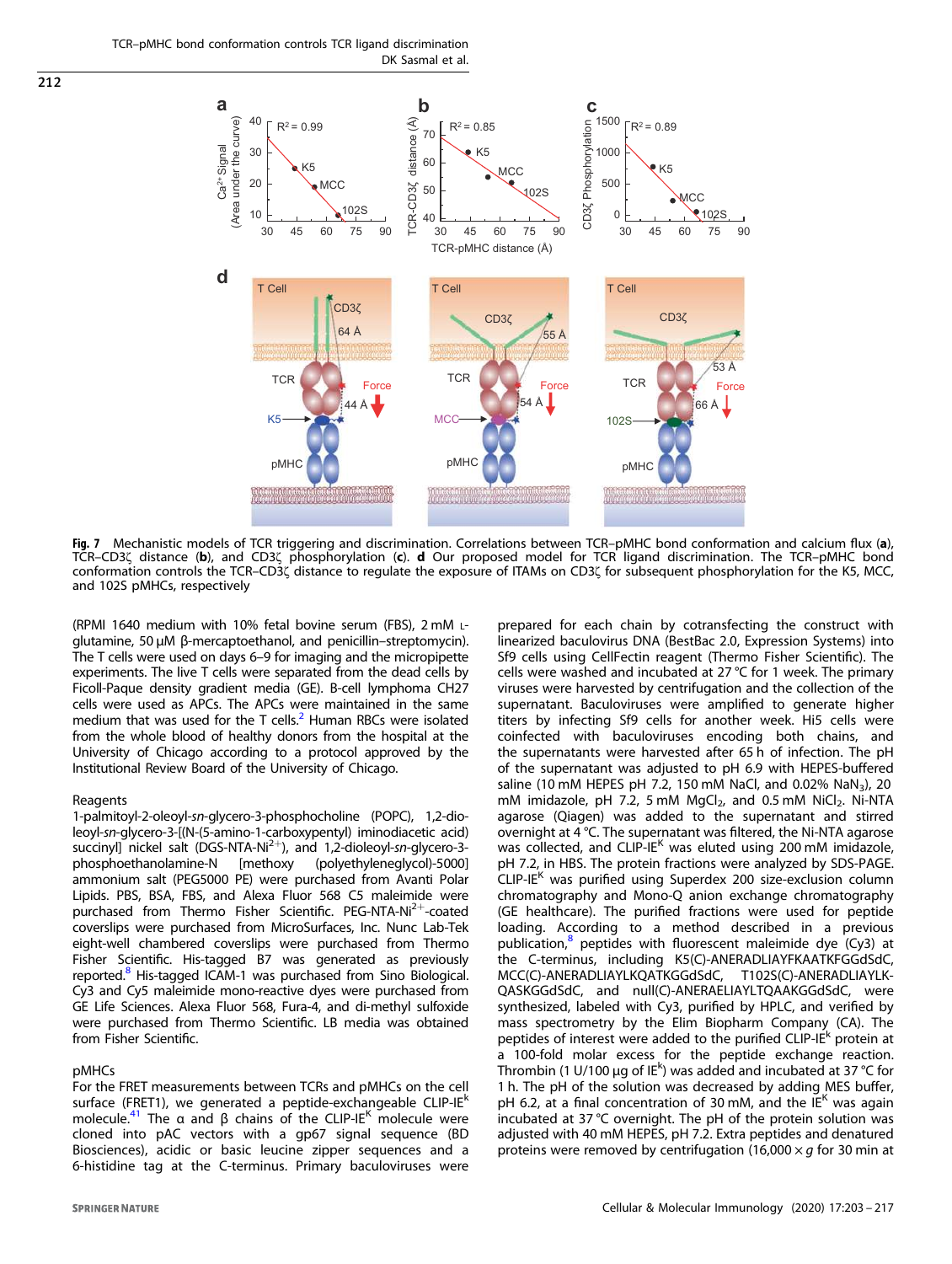**Fig. 7** Mechanistic models of TCR triggering and discrimination. Correlations between TCR–pMHC bond conformation and calcium flux (**a**), TCR–CD3ζ distance (**b**), and CD3ζ phosphorylation (**c**). **d** Our proposed model for TCR ligand discrimination. The TCR–pMHC bond conformation controls the TCR–CD3ζ distance to regulate the exposure of ITAMs on CD3ζ for subsequent phosphorylation for the K5, MCC, and 102S pMHCs, respectively

(RPMI 1640 medium with 10% fetal bovine serum (FBS), 2 mM L-glutamine, 50 μM β-mercaptoethanol, and penicillin–streptomycin). The T cells were used on days 6–9 for imaging and the micropipette experiments. The live T cells were separated from the dead cells by Ficoll-Paque density gradient media (GE). B-cell lymphoma CH27 cells were used as APCs. The APCs were maintained in the same medium that was used for the T cells.[2] Human RBCs were isolated from the whole blood of healthy donors from the hospital at the University of Chicago according to a protocol approved by the Institutional Review Board of the University of Chicago.

### Reagents

1-palmitoyl-2-oleoyl-*sn*-glycero-3-phosphocholine (POPC), 1,2-dioleoyl-*sn*-glycero-3-[(N-(5-amino-1-carboxypentyl) iminodiacetic acid) succinyl] nickel salt (DGS-NTA-$Ni^{2+}$), and 1,2-dioleoyl-*sn*-glycero-3-phosphoethanolamine-N [methoxy (polyethyleneglycol)-5000] ammonium salt (PEG5000 PE) were purchased from Avanti Polar Lipids. PBS, BSA, FBS, and Alexa Fluor 568 C5 maleimide were purchased from Thermo Fisher Scientific. PEG-NTA-$Ni^{2+}$-coated coverslips were purchased from MicroSurfaces, Inc. Nunc Lab-Tek eight-well chambered coverslips were purchased from Thermo Fisher Scientific. His-tagged B7 was generated as previously reported.[8] His-tagged ICAM-1 was purchased from Sino Biological. Cy3 and Cy5 maleimide mono-reactive dyes were purchased from GE Life Sciences. Alexa Fluor 568, Fura-4, and di-methyl sulfoxide were purchased from Thermo Scientific. LB media was obtained from Fisher Scientific.

### pMHCs

For the FRET measurements between TCRs and pMHCs on the cell surface (FRET1), we generated a peptide-exchangeable CLIP-$IE^K$ molecule.[41] The α and β chains of the CLIP-$IE^K$ molecule were cloned into pAC vectors with a gp67 signal sequence (BD Biosciences), acidic or basic leucine zipper sequences and a 6-histidine tag at the C-terminus. Primary baculoviruses were prepared for each chain by cotransfecting the construct with linearized baculovirus DNA (BestBac 2.0, Expression Systems) into Sf9 cells using CellFectin reagent (Thermo Fisher Scientific). The cells were washed and incubated at 27 °C for 1 week. The primary viruses were harvested by centrifugation and the collection of the supernatant. Baculoviruses were amplified to generate higher titers by infecting Sf9 cells for another week. Hi5 cells were coinfected with baculoviruses encoding both chains, and the supernatants were harvested after 65 h of infection. The pH of the supernatant was adjusted to pH 6.9 with HEPES-buffered saline (10 mM HEPES pH 7.2, 150 mM NaCl, and 0.02% $NaN_3$), 20 mM imidazole, pH 7.2, 5 mM $MgCl_2$, and 0.5 mM $NiCl_2$. Ni-NTA agarose (Qiagen) was added to the supernatant and stirred overnight at 4 °C. The supernatant was filtered, the Ni-NTA agarose was collected, and CLIP-$IE^K$ was eluted using 200 mM imidazole, pH 7.2, in HBS. The protein fractions were analyzed by SDS-PAGE. CLIP-$IE^K$ was purified using Superdex 200 size-exclusion column chromatography and Mono-Q anion exchange chromatography (GE healthcare). The purified fractions were used for peptide loading. According to a method described in a previous publication,[8] peptides with fluorescent maleimide dye (Cy3) at the C-terminus, including K5(C)-ANERADLIAYFKAATKFGGdSdC, MCC(C)-ANERADLIAYLKQATKGGdSdC, T102S(C)-ANERADLIAYLK-QASKGGdSdC, and null(C)-ANERAELIAYLTQAAKGGdSdC, were synthesized, labeled with Cy3, purified by HPLC, and verified by mass spectrometry by the Elim Biopharm Company (CA). The peptides of interest were added to the purified CLIP-$IE^k$ protein at a 100-fold molar excess for the peptide exchange reaction. Thrombin (1 U/100 μg of $IE^k$) was added and incubated at 37 °C for 1 h. The pH of the solution was decreased by adding MES buffer, pH 6.2, at a final concentration of 30 mM, and the $IE^K$ was again incubated at 37 °C overnight. The pH of the protein solution was adjusted with 40 mM HEPES, pH 7.2. Extra peptides and denatured proteins were removed by centrifugation (16,000 × *g* for 30 min at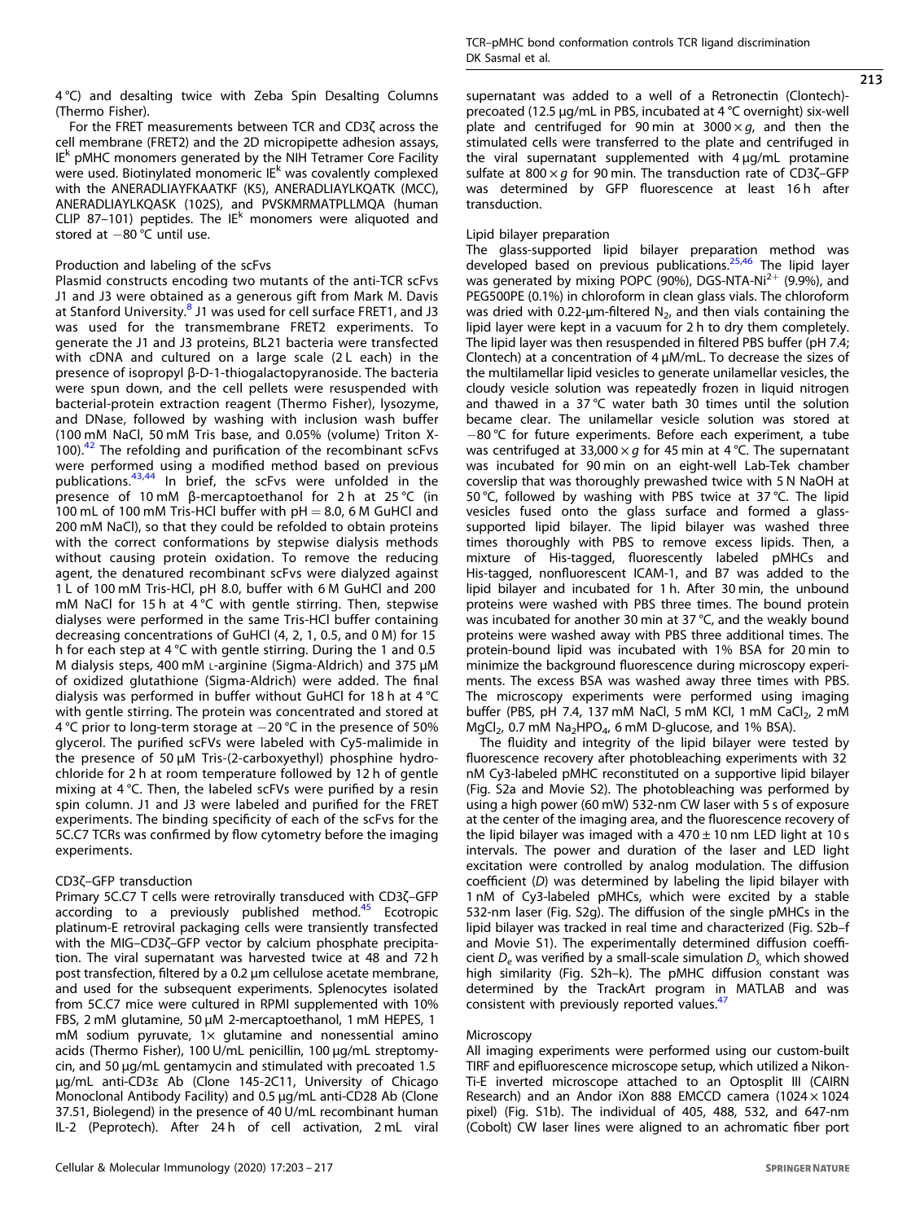4 °C) and desalting twice with Zeba Spin Desalting Columns (Thermo Fisher).

For the FRET measurements between TCR and CD3ζ across the cell membrane (FRET2) and the 2D micropipette adhesion assays, $IE^k$ pMHC monomers generated by the NIH Tetramer Core Facility were used. Biotinylated monomeric $IE^k$ was covalently complexed with the ANERADLIAYFKAATKF (K5), ANERADLIAYLKQATK (MCC), ANERADLIAYLKQASK (102S), and PVSKMRMATPLLMQA (human CLIP 87–101) peptides. The $IE^k$ monomers were aliquoted and stored at −80 °C until use.

### Production and labeling of the scFvs

Plasmid constructs encoding two mutants of the anti-TCR scFvs J1 and J3 were obtained as a generous gift from Mark M. Davis at Stanford University.[8] J1 was used for cell surface FRET1, and J3 was used for the transmembrane FRET2 experiments. To generate the J1 and J3 proteins, BL21 bacteria were transfected with cDNA and cultured on a large scale (2 L each) in the presence of isopropyl β-D-1-thiogalactopyranoside. The bacteria were spun down, and the cell pellets were resuspended with bacterial-protein extraction reagent (Thermo Fisher), lysozyme, and DNase, followed by washing with inclusion wash buffer (100 mM NaCl, 50 mM Tris base, and 0.05% (volume) Triton X-100).[42] The refolding and purification of the recombinant scFvs were performed using a modified method based on previous publications.[43,44] In brief, the scFvs were unfolded in the presence of 10 mM β-mercaptoethanol for 2 h at 25 °C (in 100 mL of 100 mM Tris-HCl buffer with pH = 8.0, 6 M GuHCl and 200 mM NaCl), so that they could be refolded to obtain proteins with the correct conformations by stepwise dialysis methods without causing protein oxidation. To remove the reducing agent, the denatured recombinant scFvs were dialyzed against 1 L of 100 mM Tris-HCl, pH 8.0, buffer with 6 M GuHCl and 200 mM NaCl for 15 h at 4 °C with gentle stirring. Then, stepwise dialyses were performed in the same Tris-HCl buffer containing decreasing concentrations of GuHCl (4, 2, 1, 0.5, and 0 M) for 15 h for each step at 4 °C with gentle stirring. During the 1 and 0.5 M dialysis steps, 400 mM L-arginine (Sigma-Aldrich) and 375 μM of oxidized glutathione (Sigma-Aldrich) were added. The final dialysis was performed in buffer without GuHCl for 18 h at 4 °C with gentle stirring. The protein was concentrated and stored at 4 °C prior to long-term storage at −20 °C in the presence of 50% glycerol. The purified scFVs were labeled with Cy5-malimide in the presence of 50 μM Tris-(2-carboxyethyl) phosphine hydrochloride for 2 h at room temperature followed by 12 h of gentle mixing at 4 °C. Then, the labeled scFVs were purified by a resin spin column. J1 and J3 were labeled and purified for the FRET experiments. The binding specificity of each of the scFvs for the 5C.C7 TCRs was confirmed by flow cytometry before the imaging experiments.

### CD3ζ–GFP transduction

Primary 5C.C7 T cells were retrovirally transduced with CD3ζ–GFP according to a previously published method.[45] Ecotropic platinum-E retroviral packaging cells were transiently transfected with the MIG–CD3ζ–GFP vector by calcium phosphate precipitation. The viral supernatant was harvested twice at 48 and 72 h post transfection, filtered by a 0.2 μm cellulose acetate membrane, and used for the subsequent experiments. Splenocytes isolated from 5C.C7 mice were cultured in RPMI supplemented with 10% FBS, 2 mM glutamine, 50 μM 2-mercaptoethanol, 1 mM HEPES, 1 mM sodium pyruvate, 1× glutamine and nonessential amino acids (Thermo Fisher), 100 U/mL penicillin, 100 μg/mL streptomycin, and 50 μg/mL gentamycin and stimulated with precoated 1.5 μg/mL anti-CD3ε Ab (Clone 145-2C11, University of Chicago Monoclonal Antibody Facility) and 0.5 μg/mL anti-CD28 Ab (Clone 37.51, Biolegend) in the presence of 40 U/mL recombinant human IL-2 (Peprotech). After 24 h of cell activation, 2 mL viral supernatant was added to a well of a Retronectin (Clontech)-precoated (12.5 μg/mL in PBS, incubated at 4 °C overnight) six-well plate and centrifuged for 90 min at 3000 × g, and then the stimulated cells were transferred to the plate and centrifuged in the viral supernatant supplemented with 4 μg/mL protamine sulfate at 800 × g for 90 min. The transduction rate of CD3ζ–GFP was determined by GFP fluorescence at least 16 h after transduction.

### Lipid bilayer preparation

The glass-supported lipid bilayer preparation method was developed based on previous publications.[25,46] The lipid layer was generated by mixing POPC (90%), DGS-NTA-$Ni^{2+}$ (9.9%), and PEG500PE (0.1%) in chloroform in clean glass vials. The chloroform was dried with 0.22-μm-filtered $N_2$, and then vials containing the lipid layer were kept in a vacuum for 2 h to dry them completely. The lipid layer was then resuspended in filtered PBS buffer (pH 7.4; Clontech) at a concentration of 4 μM/mL. To decrease the sizes of the multilamellar lipid vesicles to generate unilamellar vesicles, the cloudy vesicle solution was repeatedly frozen in liquid nitrogen and thawed in a 37 °C water bath 30 times until the solution became clear. The unilamellar vesicle solution was stored at −80 °C for future experiments. Before each experiment, a tube was centrifuged at 33,000 × g for 45 min at 4 °C. The supernatant was incubated for 90 min on an eight-well Lab-Tek chamber coverslip that was thoroughly prewashed twice with 5 N NaOH at 50 °C, followed by washing with PBS twice at 37 °C. The lipid vesicles fused onto the glass surface and formed a glass-supported lipid bilayer. The lipid bilayer was washed three times thoroughly with PBS to remove excess lipids. Then, a mixture of His-tagged, fluorescently labeled pMHCs and His-tagged, nonfluorescent ICAM-1, and B7 was added to the lipid bilayer and incubated for 1 h. After 30 min, the unbound proteins were washed with PBS three times. The bound protein was incubated for another 30 min at 37 °C, and the weakly bound proteins were washed away with PBS three additional times. The protein-bound lipid was incubated with 1% BSA for 20 min to minimize the background fluorescence during microscopy experiments. The excess BSA was washed away three times with PBS. The microscopy experiments were performed using imaging buffer (PBS, pH 7.4, 137 mM NaCl, 5 mM KCl, 1 mM $CaCl_2$, 2 mM $MgCl_2$, 0.7 mM $Na_2HPO_4$, 6 mM D-glucose, and 1% BSA).

The fluidity and integrity of the lipid bilayer were tested by fluorescence recovery after photobleaching experiments with 32 nM Cy3-labeled pMHC reconstituted on a supportive lipid bilayer (Fig. S2a and Movie S2). The photobleaching was performed by using a high power (60 mW) 532-nm CW laser with 5 s of exposure at the center of the imaging area, and the fluorescence recovery of the lipid bilayer was imaged with a 470 ± 10 nm LED light at 10 s intervals. The power and duration of the laser and LED light excitation were controlled by analog modulation. The diffusion coefficient ($D$) was determined by labeling the lipid bilayer with 1 nM of Cy3-labeled pMHCs, which were excited by a stable 532-nm laser (Fig. S2g). The diffusion of the single pMHCs in the lipid bilayer was tracked in real time and characterized (Fig. S2b–f and Movie S1). The experimentally determined diffusion coefficient $D_e$ was verified by a small-scale simulation $D_s$, which showed high similarity (Fig. S2h–k). The pMHC diffusion constant was determined by the TrackArt program in MATLAB and was consistent with previously reported values.[47]

### Microscopy

All imaging experiments were performed using our custom-built TIRF and epifluorescence microscope setup, which utilized a Nikon-Ti-E inverted microscope attached to an Optosplit III (CAIRN Research) and an Andor iXon 888 EMCCD camera (1024 × 1024 pixel) (Fig. S1b). The individual of 405, 488, 532, and 647-nm (Cobolt) CW laser lines were aligned to an achromatic fiber port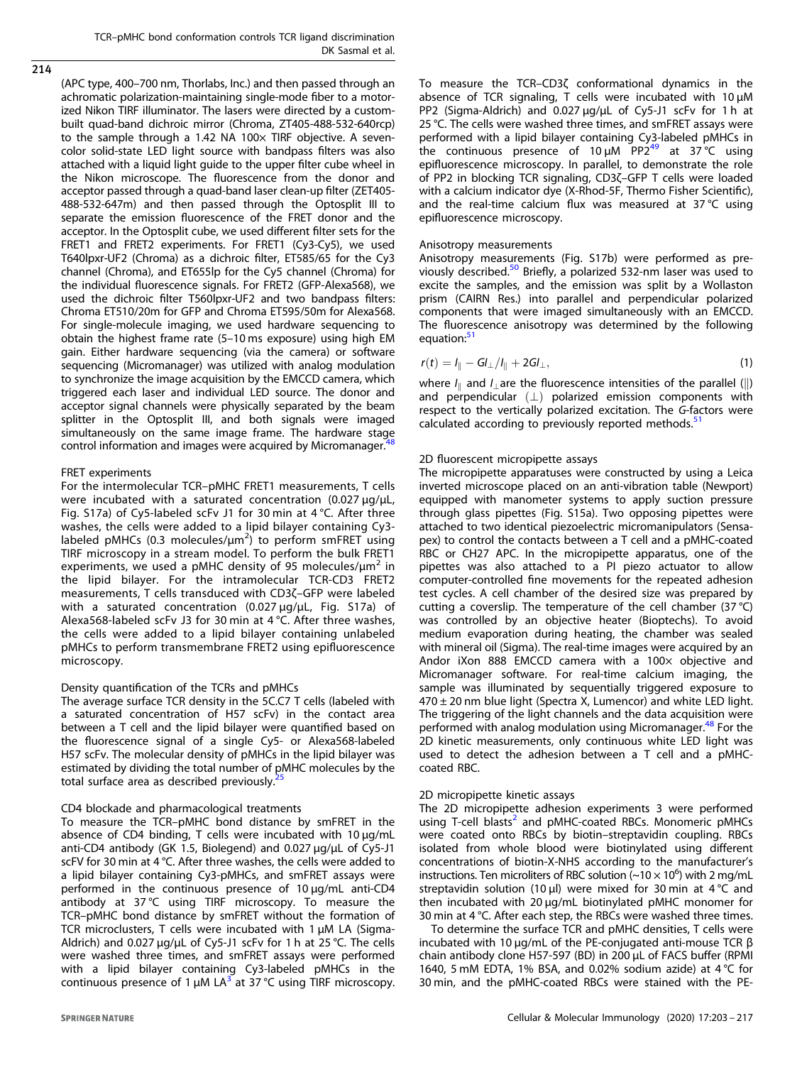(APC type, 400–700 nm, Thorlabs, Inc.) and then passed through an achromatic polarization-maintaining single-mode fiber to a motorized Nikon TIRF illuminator. The lasers were directed by a custom-built quad-band dichroic mirror (Chroma, ZT405-488-532-640rcp) to the sample through a 1.42 NA 100× TIRF objective. A seven-color solid-state LED light source with bandpass filters was also attached with a liquid light guide to the upper filter cube wheel in the Nikon microscope. The fluorescence from the donor and acceptor passed through a quad-band laser clean-up filter (ZET405-488-532-647m) and then passed through the Optosplit III to separate the emission fluorescence of the FRET donor and the acceptor. In the Optosplit cube, we used different filter sets for the FRET1 and FRET2 experiments. For FRET1 (Cy3-Cy5), we used T640lpxr-UF2 (Chroma) as a dichroic filter, ET585/65 for the Cy3 channel (Chroma), and ET655lp for the Cy5 channel (Chroma) for the individual fluorescence signals. For FRET2 (GFP-Alexa568), we used the dichroic filter T560lpxr-UF2 and two bandpass filters: Chroma ET510/20m for GFP and Chroma ET595/50m for Alexa568. For single-molecule imaging, we used hardware sequencing to obtain the highest frame rate (5–10 ms exposure) using high EM gain. Either hardware sequencing (via the camera) or software sequencing (Micromanager) was utilized with analog modulation to synchronize the image acquisition by the EMCCD camera, which triggered each laser and individual LED source. The donor and acceptor signal channels were physically separated by the beam splitter in the Optosplit III, and both signals were imaged simultaneously on the same image frame. The hardware stage control information and images were acquired by Micromanager.[48]

### FRET experiments

For the intermolecular TCR–pMHC FRET1 measurements, T cells were incubated with a saturated concentration (0.027 μg/μL, Fig. S17a) of Cy5-labeled scFv J1 for 30 min at 4 °C. After three washes, the cells were added to a lipid bilayer containing Cy3-labeled pMHCs (0.3 molecules/μm$^2$) to perform smFRET using TIRF microscopy in a stream model. To perform the bulk FRET1 experiments, we used a pMHC density of 95 molecules/μm$^2$ in the lipid bilayer. For the intramolecular TCR-CD3 FRET2 measurements, T cells transduced with CD3ζ–GFP were labeled with a saturated concentration (0.027 μg/μL, Fig. S17a) of Alexa568-labeled scFv J3 for 30 min at 4 °C. After three washes, the cells were added to a lipid bilayer containing unlabeled pMHCs to perform transmembrane FRET2 using epifluorescence microscopy.

### Density quantification of the TCRs and pMHCs

The average surface TCR density in the 5C.C7 T cells (labeled with a saturated concentration of H57 scFv) in the contact area between a T cell and the lipid bilayer were quantified based on the fluorescence signal of a single Cy5- or Alexa568-labeled H57 scFv. The molecular density of pMHCs in the lipid bilayer was estimated by dividing the total number of pMHC molecules by the total surface area as described previously.[25]

### CD4 blockade and pharmacological treatments

To measure the TCR–pMHC bond distance by smFRET in the absence of CD4 binding, T cells were incubated with 10 μg/mL anti-CD4 antibody (GK 1.5, Biolegend) and 0.027 μg/μL of Cy5-J1 scFv for 30 min at 4 °C. After three washes, the cells were added to a lipid bilayer containing Cy3-pMHCs, and smFRET assays were performed in the continuous presence of 10 μg/mL anti-CD4 antibody at 37 °C using TIRF microscopy. To measure the TCR–pMHC bond distance by smFRET without the formation of TCR microclusters, T cells were incubated with 1 μM LA (Sigma-Aldrich) and 0.027 μg/μL of Cy5-J1 scFv for 1 h at 25 °C. The cells were washed three times, and smFRET assays were performed with a lipid bilayer containing Cy3-labeled pMHCs in the continuous presence of 1 μM LA[3] at 37 °C using TIRF microscopy.

To measure the TCR–CD3ζ conformational dynamics in the absence of TCR signaling, T cells were incubated with 10 μM PP2 (Sigma-Aldrich) and 0.027 μg/μL of Cy5-J1 scFv for 1 h at 25 °C. The cells were washed three times, and smFRET assays were performed with a lipid bilayer containing Cy3-labeled pMHCs in the continuous presence of 10 μM PP2[49] at 37 °C using epifluorescence microscopy. In parallel, to demonstrate the role of PP2 in blocking TCR signaling, CD3ζ–GFP T cells were loaded with a calcium indicator dye (X-Rhod-5F, Thermo Fisher Scientific), and the real-time calcium flux was measured at 37 °C using epifluorescence microscopy.

### Anisotropy measurements

Anisotropy measurements (Fig. S17b) were performed as previously described.[50] Briefly, a polarized 532-nm laser was used to excite the samples, and the emission was split by a Wollaston prism (CAIRN Res.) into parallel and perpendicular polarized components that were imaged simultaneously with an EMCCD. The fluorescence anisotropy was determined by the following equation:[51]

$$r(t) = I_{\parallel} - GI_{\perp}/I_{\parallel} + 2GI_{\perp}, \tag{1}$$

where $I_{\parallel}$ and $I_{\perp}$ are the fluorescence intensities of the parallel ($\parallel$) and perpendicular ($\perp$) polarized emission components with respect to the vertically polarized excitation. The *G*-factors were calculated according to previously reported methods.[51]

### 2D fluorescent micropipette assays

The micropipette apparatuses were constructed by using a Leica inverted microscope placed on an anti-vibration table (Newport) equipped with manometer systems to apply suction pressure through glass pipettes (Fig. S15a). Two opposing pipettes were attached to two identical piezoelectric micromanipulators (Sensapex) to control the contacts between a T cell and a pMHC-coated RBC or CH27 APC. In the micropipette apparatus, one of the pipettes was also attached to a PI piezo actuator to allow computer-controlled fine movements for the repeated adhesion test cycles. A cell chamber of the desired size was prepared by cutting a coverslip. The temperature of the cell chamber (37 °C) was controlled by an objective heater (Bioptechs). To avoid medium evaporation during heating, the chamber was sealed with mineral oil (Sigma). The real-time images were acquired by an Andor iXon 888 EMCCD camera with a 100× objective and Micromanager software. For real-time calcium imaging, the sample was illuminated by sequentially triggered exposure to 470 ± 20 nm blue light (Spectra X, Lumencor) and white LED light. The triggering of the light channels and the data acquisition were performed with analog modulation using Micromanager.[48] For the 2D kinetic measurements, only continuous white LED light was used to detect the adhesion between a T cell and a pMHC-coated RBC.

### 2D micropipette kinetic assays

The 2D micropipette adhesion experiments 3 were performed using T-cell blasts[2] and pMHC-coated RBCs. Monomeric pMHCs were coated onto RBCs by biotin–streptavidin coupling. RBCs isolated from whole blood were biotinylated using different concentrations of biotin-X-NHS according to the manufacturer's instructions. Ten microliters of RBC solution (~10 × 10$^6$) with 2 mg/mL streptavidin solution (10 μl) were mixed for 30 min at 4 °C and then incubated with 20 μg/mL biotinylated pMHC monomer for 30 min at 4 °C. After each step, the RBCs were washed three times.

To determine the surface TCR and pMHC densities, T cells were incubated with 10 μg/mL of the PE-conjugated anti-mouse TCR β chain antibody clone H57-597 (BD) in 200 μL of FACS buffer (RPMI 1640, 5 mM EDTA, 1% BSA, and 0.02% sodium azide) at 4 °C for 30 min, and the pMHC-coated RBCs were stained with the PE-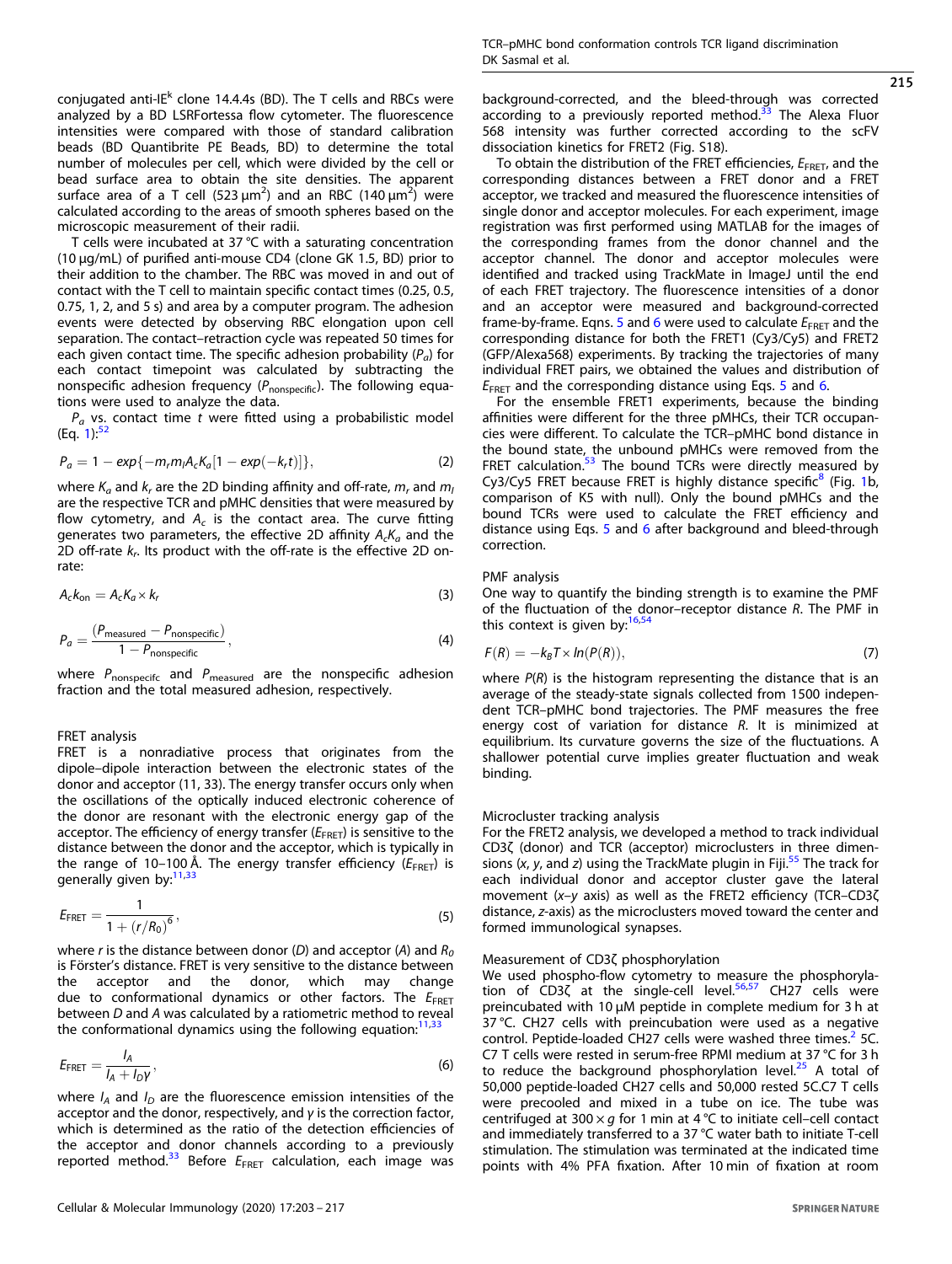conjugated anti-IE$^k$ clone 14.4.4s (BD). The T cells and RBCs were analyzed by a BD LSRFortessa flow cytometer. The fluorescence intensities were compared with those of standard calibration beads (BD Quantibrite PE Beads, BD) to determine the total number of molecules per cell, which were divided by the cell or bead surface area to obtain the site densities. The apparent surface area of a T cell (523 µm$^2$) and an RBC (140 µm$^2$) were calculated according to the areas of smooth spheres based on the microscopic measurement of their radii.

T cells were incubated at 37 °C with a saturating concentration (10 µg/mL) of purified anti-mouse CD4 (clone GK 1.5, BD) prior to their addition to the chamber. The RBC was moved in and out of contact with the T cell to maintain specific contact times (0.25, 0.5, 0.75, 1, 2, and 5 s) and area by a computer program. The adhesion events were detected by observing RBC elongation upon cell separation. The contact–retraction cycle was repeated 50 times for each given contact time. The specific adhesion probability ($P_a$) for each contact timepoint was calculated by subtracting the nonspecific adhesion frequency ($P_{\text{nonspecific}}$). The following equations were used to analyze the data.

$P_a$ vs. contact time $t$ were fitted using a probabilistic model (Eq. 1):[52]

$$P_a = 1 - exp\{-m_r m_l A_c K_a [1 - exp(-k_r t)]\}, \tag{2}$$

where $K_a$ and $k_r$ are the 2D binding affinity and off-rate, $m_r$ and $m_l$ are the respective TCR and pMHC densities that were measured by flow cytometry, and $A_c$ is the contact area. The curve fitting generates two parameters, the effective 2D affinity $A_cK_a$ and the 2D off-rate $k_r$. Its product with the off-rate is the effective 2D on-rate:

$$A_c k_{\text{on}} = A_c K_a \times k_r \tag{3}$$

$$P_a = \frac{(P_{\text{measured}} - P_{\text{nonspecific}})}{1 - P_{\text{nonspecific}}}, \tag{4}$$

where $P_{\text{nonspecifc}}$ and $P_{\text{measured}}$ are the nonspecific adhesion fraction and the total measured adhesion, respectively.

### FRET analysis

FRET is a nonradiative process that originates from the dipole–dipole interaction between the electronic states of the donor and acceptor (11, 33). The energy transfer occurs only when the oscillations of the optically induced electronic coherence of the donor are resonant with the electronic energy gap of the acceptor. The efficiency of energy transfer ($E_{\text{FRET}}$) is sensitive to the distance between the donor and the acceptor, which is typically in the range of 10–100 Å. The energy transfer efficiency ($E_{\text{FRET}}$) is generally given by:[11,33]

$$E_{\text{FRET}} = \frac{1}{1 + (r/R_0)^6}, \tag{5}$$

where $r$ is the distance between donor ($D$) and acceptor ($A$) and $R_0$ is Förster's distance. FRET is very sensitive to the distance between the acceptor and the donor, which may change due to conformational dynamics or other factors. The $E_{\text{FRET}}$ between $D$ and $A$ was calculated by a ratiometric method to reveal the conformational dynamics using the following equation:[11,33]

$$E_{\text{FRET}} = \frac{I_A}{I_A + I_D \gamma}, \tag{6}$$

where $I_A$ and $I_D$ are the fluorescence emission intensities of the acceptor and the donor, respectively, and $\gamma$ is the correction factor, which is determined as the ratio of the detection efficiencies of the acceptor and donor channels according to a previously reported method.[33] Before $E_{\text{FRET}}$ calculation, each image was background-corrected, and the bleed-through was corrected according to a previously reported method.[33] The Alexa Fluor 568 intensity was further corrected according to the scFV dissociation kinetics for FRET2 (Fig. S18).

To obtain the distribution of the FRET efficiencies, $E_{\text{FRET}}$, and the corresponding distances between a FRET donor and a FRET acceptor, we tracked and measured the fluorescence intensities of single donor and acceptor molecules. For each experiment, image registration was first performed using MATLAB for the images of the corresponding frames from the donor channel and the acceptor channel. The donor and acceptor molecules were identified and tracked using TrackMate in ImageJ until the end of each FRET trajectory. The fluorescence intensities of a donor and an acceptor were measured and background-corrected frame-by-frame. Eqns. 5 and 6 were used to calculate $E_{\text{FRET}}$ and the corresponding distance for both the FRET1 (Cy3/Cy5) and FRET2 (GFP/Alexa568) experiments. By tracking the trajectories of many individual FRET pairs, we obtained the values and distribution of $E_{\text{FRET}}$ and the corresponding distance using Eqs. 5 and 6.

For the ensemble FRET1 experiments, because the binding affinities were different for the three pMHCs, their TCR occupancies were different. To calculate the TCR–pMHC bond distance in the bound state, the unbound pMHCs were removed from the FRET calculation.[53] The bound TCRs were directly measured by Cy3/Cy5 FRET because FRET is highly distance specific[8] (Fig. 1b, comparison of K5 with null). Only the bound pMHCs and the bound TCRs were used to calculate the FRET efficiency and distance using Eqs. 5 and 6 after background and bleed-through correction.

### PMF analysis

One way to quantify the binding strength is to examine the PMF of the fluctuation of the donor–receptor distance $R$. The PMF in this context is given by:[16,54]

$$F(R) = -k_B T \times ln(P(R)), \tag{7}$$

where $P(R)$ is the histogram representing the distance that is an average of the steady-state signals collected from 1500 independent TCR–pMHC bond trajectories. The PMF measures the free energy cost of variation for distance $R$. It is minimized at equilibrium. Its curvature governs the size of the fluctuations. A shallower potential curve implies greater fluctuation and weak binding.

### Microcluster tracking analysis

For the FRET2 analysis, we developed a method to track individual CD3ζ (donor) and TCR (acceptor) microclusters in three dimensions ($x$, $y$, and $z$) using the TrackMate plugin in Fiji.[55] The track for each individual donor and acceptor cluster gave the lateral movement ($x$–$y$ axis) as well as the FRET2 efficiency (TCR–CD3ζ distance, $z$-axis) as the microclusters moved toward the center and formed immunological synapses.

### Measurement of CD3ζ phosphorylation

We used phospho-flow cytometry to measure the phosphorylation of CD3ζ at the single-cell level.[56,57] CH27 cells were preincubated with 10 µM peptide in complete medium for 3 h at 37 °C. CH27 cells with preincubation were used as a negative control. Peptide-loaded CH27 cells were washed three times.[2] 5C.C7 T cells were rested in serum-free RPMI medium at 37 °C for 3 h to reduce the background phosphorylation level.[25] A total of 50,000 peptide-loaded CH27 cells and 50,000 rested 5C.C7 T cells were precooled and mixed in a tube on ice. The tube was centrifuged at 300 × $g$ for 1 min at 4 °C to initiate cell–cell contact and immediately transferred to a 37 °C water bath to initiate T-cell stimulation. The stimulation was terminated at the indicated time points with 4% PFA fixation. After 10 min of fixation at room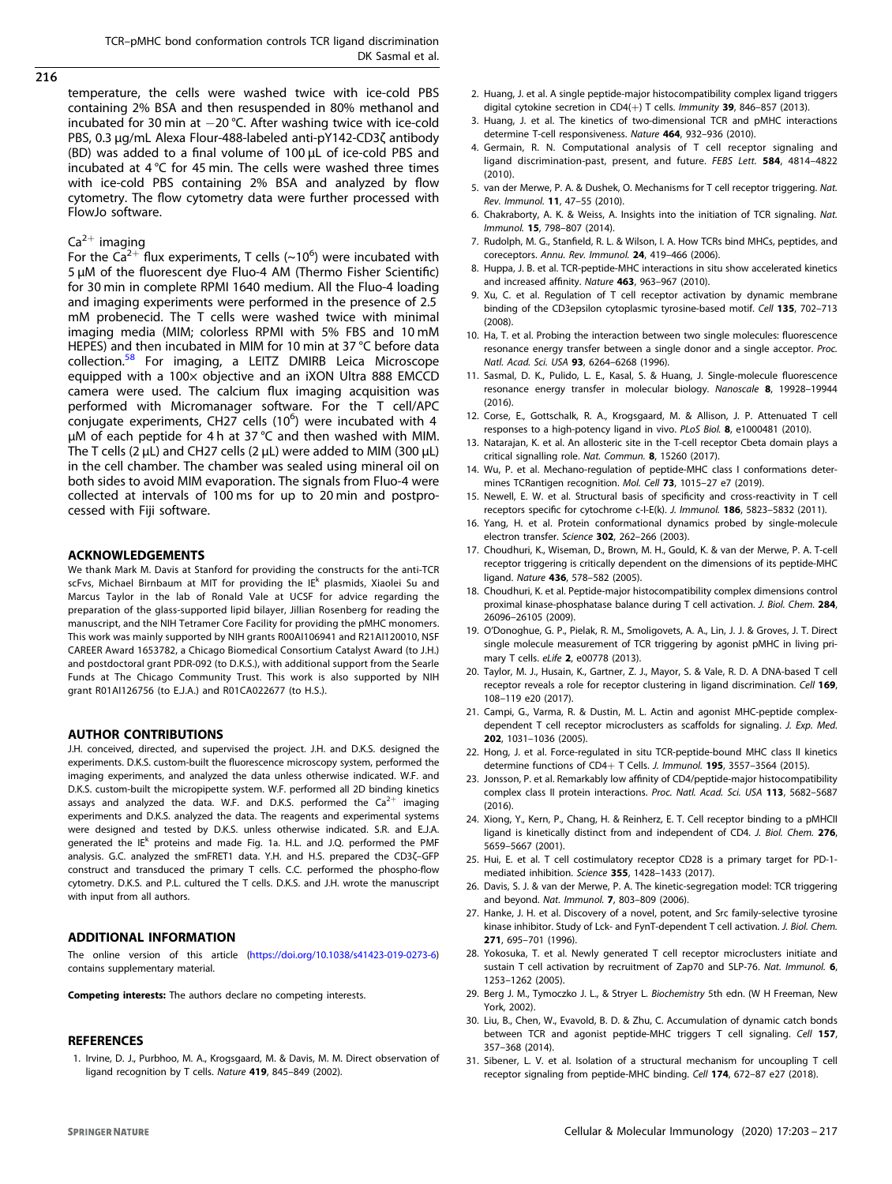temperature, the cells were washed twice with ice-cold PBS containing 2% BSA and then resuspended in 80% methanol and incubated for 30 min at −20 °C. After washing twice with ice-cold PBS, 0.3 µg/mL Alexa Flour-488-labeled anti-pY142-CD3ζ antibody (BD) was added to a final volume of 100 µL of ice-cold PBS and incubated at 4 °C for 45 min. The cells were washed three times with ice-cold PBS containing 2% BSA and analyzed by flow cytometry. The flow cytometry data were further processed with FlowJo software.

### $Ca^{2+}$ imaging

For the $Ca^{2+}$ flux experiments, T cells (~$10^6$) were incubated with 5 µM of the fluorescent dye Fluo-4 AM (Thermo Fisher Scientific) for 30 min in complete RPMI 1640 medium. All the Fluo-4 loading and imaging experiments were performed in the presence of 2.5 mM probenecid. The T cells were washed twice with minimal imaging media (MIM; colorless RPMI with 5% FBS and 10 mM HEPES) and then incubated in MIM for 10 min at 37 °C before data collection.[58] For imaging, a LEITZ DMIRB Leica Microscope equipped with a 100× objective and an iXON Ultra 888 EMCCD camera were used. The calcium flux imaging acquisition was performed with Micromanager software. For the T cell/APC conjugate experiments, CH27 cells ($10^6$) were incubated with 4 µM of each peptide for 4 h at 37 °C and then washed with MIM. The T cells (2 µL) and CH27 cells (2 µL) were added to MIM (300 µL) in the cell chamber. The chamber was sealed using mineral oil on both sides to avoid MIM evaporation. The signals from Fluo-4 were collected at intervals of 100 ms for up to 20 min and postprocessed with Fiji software.

## ACKNOWLEDGEMENTS

We thank Mark M. Davis at Stanford for providing the constructs for the anti-TCR scFvs, Michael Birnbaum at MIT for providing the $IE^k$ plasmids, Xiaolei Su and Marcus Taylor in the lab of Ronald Vale at UCSF for advice regarding the preparation of the glass-supported lipid bilayer, Jillian Rosenberg for reading the manuscript, and the NIH Tetramer Core Facility for providing the pMHC monomers. This work was mainly supported by NIH grants R00AI106941 and R21AI120010, NSF CAREER Award 1653782, a Chicago Biomedical Consortium Catalyst Award (to J.H.) and postdoctoral grant PDR-092 (to D.K.S.), with additional support from the Searle Funds at The Chicago Community Trust. This work is also supported by NIH grant R01AI126756 (to E.J.A.) and R01CA022677 (to H.S.).

## AUTHOR CONTRIBUTIONS

J.H. conceived, directed, and supervised the project. J.H. and D.K.S. designed the experiments. D.K.S. custom-built the fluorescence microscopy system, performed the imaging experiments, and analyzed the data unless otherwise indicated. W.F. and D.K.S. custom-built the micropipette system. W.F. performed all 2D binding kinetics assays and analyzed the data. W.F. and D.K.S. performed the $Ca^{2+}$ imaging experiments and D.K.S. analyzed the data. The reagents and experimental systems were designed and tested by D.K.S. unless otherwise indicated. S.R. and E.J.A. generated the $IE^k$ proteins and made Fig. 1a. H.L. and J.Q. performed the PMF analysis. G.C. analyzed the smFRET1 data. Y.H. and H.S. prepared the CD3ζ–GFP construct and transduced the primary T cells. C.C. performed the phospho-flow cytometry. D.K.S. and P.L. cultured the T cells. D.K.S. and J.H. wrote the manuscript with input from all authors.

## ADDITIONAL INFORMATION

The online version of this article (https://doi.org/10.1038/s41423-019-0273-6) contains supplementary material.

**Competing interests:** The authors declare no competing interests.

## REFERENCES

1. Irvine, D. J., Purbhoo, M. A., Krogsgaard, M. & Davis, M. M. Direct observation of ligand recognition by T cells. *Nature* **419**, 845–849 (2002).
2. Huang, J. et al. A single peptide-major histocompatibility complex ligand triggers digital cytokine secretion in CD4(+) T cells. *Immunity* **39**, 846–857 (2013).
3. Huang, J. et al. The kinetics of two-dimensional TCR and pMHC interactions determine T-cell responsiveness. *Nature* **464**, 932–936 (2010).
4. Germain, R. N. Computational analysis of T cell receptor signaling and ligand discrimination-past, present, and future. *FEBS Lett.* **584**, 4814–4822 (2010).
5. van der Merwe, P. A. & Dushek, O. Mechanisms for T cell receptor triggering. *Nat. Rev. Immunol.* **11**, 47–55 (2010).
6. Chakraborty, A. K. & Weiss, A. Insights into the initiation of TCR signaling. *Nat. Immunol.* **15**, 798–807 (2014).
7. Rudolph, M. G., Stanfield, R. L. & Wilson, I. A. How TCRs bind MHCs, peptides, and coreceptors. *Annu. Rev. Immunol.* **24**, 419–466 (2006).
8. Huppa, J. B. et al. TCR-peptide-MHC interactions in situ show accelerated kinetics and increased affinity. *Nature* **463**, 963–967 (2010).
9. Xu, C. et al. Regulation of T cell receptor activation by dynamic membrane binding of the CD3epsilon cytoplasmic tyrosine-based motif. *Cell* **135**, 702–713 (2008).
10. Ha, T. et al. Probing the interaction between two single molecules: fluorescence resonance energy transfer between a single donor and a single acceptor. *Proc. Natl. Acad. Sci. USA* **93**, 6264–6268 (1996).
11. Sasmal, D. K., Pulido, L. E., Kasal, S. & Huang, J. Single-molecule fluorescence resonance energy transfer in molecular biology. *Nanoscale* **8**, 19928–19944 (2016).
12. Corse, E., Gottschalk, R. A., Krogsgaard, M. & Allison, J. P. Attenuated T cell responses to a high-potency ligand in vivo. *PLoS Biol.* **8**, e1000481 (2010).
13. Natarajan, K. et al. An allosteric site in the T-cell receptor Cbeta domain plays a critical signalling role. *Nat. Commun.* **8**, 15260 (2017).
14. Wu, P. et al. Mechano-regulation of peptide-MHC class I conformations determines TCRantigen recognition. *Mol. Cell* **73**, 1015–27 e7 (2019).
15. Newell, E. W. et al. Structural basis of specificity and cross-reactivity in T cell receptors specific for cytochrome c-I-E(k). *J. Immunol.* **186**, 5823–5832 (2011).
16. Yang, H. et al. Protein conformational dynamics probed by single-molecule electron transfer. *Science* **302**, 262–266 (2003).
17. Choudhuri, K., Wiseman, D., Brown, M. H., Gould, K. & van der Merwe, P. A. T-cell receptor triggering is critically dependent on the dimensions of its peptide-MHC ligand. *Nature* **436**, 578–582 (2005).
18. Choudhuri, K. et al. Peptide-major histocompatibility complex dimensions control proximal kinase-phosphatase balance during T cell activation. *J. Biol. Chem.* **284**, 26096–26105 (2009).
19. O'Donoghue, G. P., Pielak, R. M., Smoligovets, A. A., Lin, J. J. & Groves, J. T. Direct single molecule measurement of TCR triggering by agonist pMHC in living primary T cells. *eLife* **2**, e00778 (2013).
20. Taylor, M. J., Husain, K., Gartner, Z. J., Mayor, S. & Vale, R. D. A DNA-based T cell receptor reveals a role for receptor clustering in ligand discrimination. *Cell* **169**, 108–119 e20 (2017).
21. Campi, G., Varma, R. & Dustin, M. L. Actin and agonist MHC-peptide complex-dependent T cell receptor microclusters as scaffolds for signaling. *J. Exp. Med.* **202**, 1031–1036 (2005).
22. Hong, J. et al. Force-regulated in situ TCR-peptide-bound MHC class II kinetics determine functions of CD4+ T Cells. *J. Immunol.* **195**, 3557–3564 (2015).
23. Jonsson, P. et al. Remarkably low affinity of CD4/peptide-major histocompatibility complex class II protein interactions. *Proc. Natl. Acad. Sci. USA* **113**, 5682–5687 (2016).
24. Xiong, Y., Kern, P., Chang, H. & Reinherz, E. T. T cell receptor binding to a pMHCII ligand is kinetically distinct from and independent of CD4. *J. Biol. Chem.* **276**, 5659–5667 (2001).
25. Hui, E. et al. T cell costimulatory receptor CD28 is a primary target for PD-1-mediated inhibition. *Science* **355**, 1428–1433 (2017).
26. Davis, S. J. & van der Merwe, P. A. The kinetic-segregation model: TCR triggering and beyond. *Nat. Immunol.* **7**, 803–809 (2006).
27. Hanke, J. H. et al. Discovery of a novel, potent, and Src family-selective tyrosine kinase inhibitor. Study of Lck- and FynT-dependent T cell activation. *J. Biol. Chem.* **271**, 695–701 (1996).
28. Yokosuka, T. et al. Newly generated T cell receptor microclusters initiate and sustain T cell activation by recruitment of Zap70 and SLP-76. *Nat. Immunol.* **6**, 1253–1262 (2005).
29. Berg J. M., Tymoczko J. L., & Stryer L. *Biochemistry* 5th edn. (W H Freeman, New York, 2002).
30. Liu, B., Chen, W., Evavold, B. D. & Zhu, C. Accumulation of dynamic catch bonds between TCR and agonist peptide-MHC triggers T cell signaling. *Cell* **157**, 357–368 (2014).
31. Sibener, L. V. et al. Isolation of a structural mechanism for uncoupling T cell receptor signaling from peptide-MHC binding. *Cell* **174**, 672–87 e27 (2018).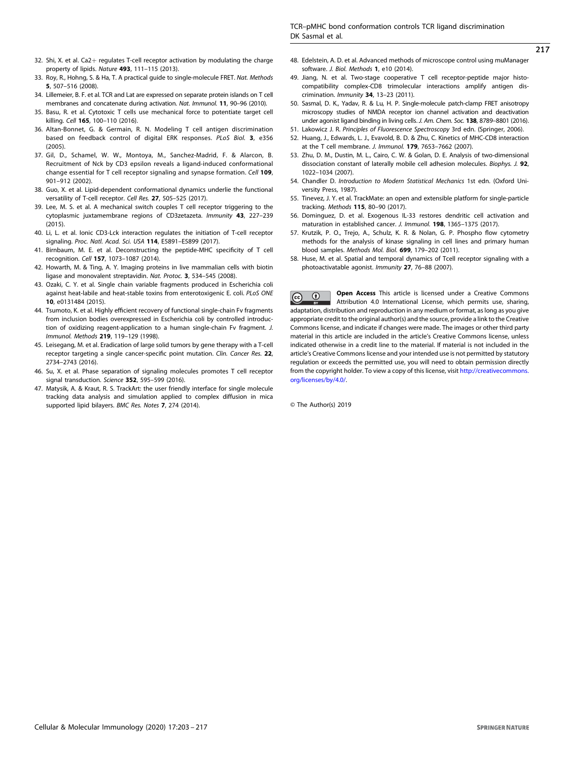32. Shi, X. et al. Ca2+ regulates T-cell receptor activation by modulating the charge property of lipids. *Nature* **493**, 111–115 (2013).
33. Roy, R., Hohng, S. & Ha, T. A practical guide to single-molecule FRET. *Nat. Methods* **5**, 507–516 (2008).
34. Lillemeier, B. F. et al. TCR and Lat are expressed on separate protein islands on T cell membranes and concatenate during activation. *Nat. Immunol.* **11**, 90–96 (2010).
35. Basu, R. et al. Cytotoxic T cells use mechanical force to potentiate target cell killing. *Cell* **165**, 100–110 (2016).
36. Altan-Bonnet, G. & Germain, R. N. Modeling T cell antigen discrimination based on feedback control of digital ERK responses. *PLoS Biol.* **3**, e356 (2005).
37. Gil, D., Schamel, W. W., Montoya, M., Sanchez-Madrid, F. & Alarcon, B. Recruitment of Nck by CD3 epsilon reveals a ligand-induced conformational change essential for T cell receptor signaling and synapse formation. *Cell* **109**, 901–912 (2002).
38. Guo, X. et al. Lipid-dependent conformational dynamics underlie the functional versatility of T-cell receptor. *Cell Res.* **27**, 505–525 (2017).
39. Lee, M. S. et al. A mechanical switch couples T cell receptor triggering to the cytoplasmic juxtamembrane regions of CD3zetazeta. *Immunity* **43**, 227–239 (2015).
40. Li, L. et al. Ionic CD3-Lck interaction regulates the initiation of T-cell receptor signaling. *Proc. Natl. Acad. Sci. USA* **114**, E5891–E5899 (2017).
41. Birnbaum, M. E. et al. Deconstructing the peptide-MHC specificity of T cell recognition. *Cell* **157**, 1073–1087 (2014).
42. Howarth, M. & Ting, A. Y. Imaging proteins in live mammalian cells with biotin ligase and monovalent streptavidin. *Nat. Protoc.* **3**, 534–545 (2008).
43. Ozaki, C. Y. et al. Single chain variable fragments produced in Escherichia coli against heat-labile and heat-stable toxins from enterotoxigenic E. coli. *PLoS ONE* **10**, e0131484 (2015).
44. Tsumoto, K. et al. Highly efficient recovery of functional single-chain Fv fragments from inclusion bodies overexpressed in Escherichia coli by controlled introduction of oxidizing reagent-application to a human single-chain Fv fragment. *J. Immunol. Methods* **219**, 119–129 (1998).
45. Leisegang, M. et al. Eradication of large solid tumors by gene therapy with a T-cell receptor targeting a single cancer-specific point mutation. *Clin. Cancer Res.* **22**, 2734–2743 (2016).
46. Su, X. et al. Phase separation of signaling molecules promotes T cell receptor signal transduction. *Science* **352**, 595–599 (2016).
47. Matysik, A. & Kraut, R. S. TrackArt: the user friendly interface for single molecule tracking data analysis and simulation applied to complex diffusion in mica supported lipid bilayers. *BMC Res. Notes* **7**, 274 (2014).
48. Edelstein, A. D. et al. Advanced methods of microscope control using μManager software. *J. Biol. Methods* **1**, e10 (2014).
49. Jiang, N. et al. Two-stage cooperative T cell receptor-peptide major histocompatibility complex-CD8 trimolecular interactions amplify antigen discrimination. *Immunity* **34**, 13–23 (2011).
50. Sasmal, D. K., Yadav, R. & Lu, H. P. Single-molecule patch-clamp FRET anisotropy microscopy studies of NMDA receptor ion channel activation and deactivation under agonist ligand binding in living cells. *J. Am. Chem. Soc.* **138**, 8789–8801 (2016).
51. Lakowicz J. R. *Principles of Fluorescence Spectroscopy* 3rd edn. (Springer, 2006).
52. Huang, J., Edwards, L. J., Evavold, B. D. & Zhu, C. Kinetics of MHC-CD8 interaction at the T cell membrane. *J. Immunol.* **179**, 7653–7662 (2007).
53. Zhu, D. M., Dustin, M. L., Cairo, C. W. & Golan, D. E. Analysis of two-dimensional dissociation constant of laterally mobile cell adhesion molecules. *Biophys. J.* **92**, 1022–1034 (2007).
54. Chandler D. *Introduction to Modern Statistical Mechanics* 1st edn. (Oxford University Press, 1987).
55. Tinevez, J. Y. et al. TrackMate: an open and extensible platform for single-particle tracking. *Methods* **115**, 80–90 (2017).
56. Dominguez, D. et al. Exogenous IL-33 restores dendritic cell activation and maturation in established cancer. *J. Immunol.* **198**, 1365–1375 (2017).
57. Krutzik, P. O., Trejo, A., Schulz, K. R. & Nolan, G. P. Phospho flow cytometry methods for the analysis of kinase signaling in cell lines and primary human blood samples. *Methods Mol. Biol.* **699**, 179–202 (2011).
58. Huse, M. et al. Spatial and temporal dynamics of Tcell receptor signaling with a photoactivatable agonist. *Immunity* **27**, 76–88 (2007).

**Open Access** This article is licensed under a Creative Commons Attribution 4.0 International License, which permits use, sharing, adaptation, distribution and reproduction in any medium or format, as long as you give appropriate credit to the original author(s) and the source, provide a link to the Creative Commons license, and indicate if changes were made. The images or other third party material in this article are included in the article's Creative Commons license, unless indicated otherwise in a credit line to the material. If material is not included in the article's Creative Commons license and your intended use is not permitted by statutory regulation or exceeds the permitted use, you will need to obtain permission directly from the copyright holder. To view a copy of this license, visit http://creativecommons.org/licenses/by/4.0/.

© The Author(s) 2019